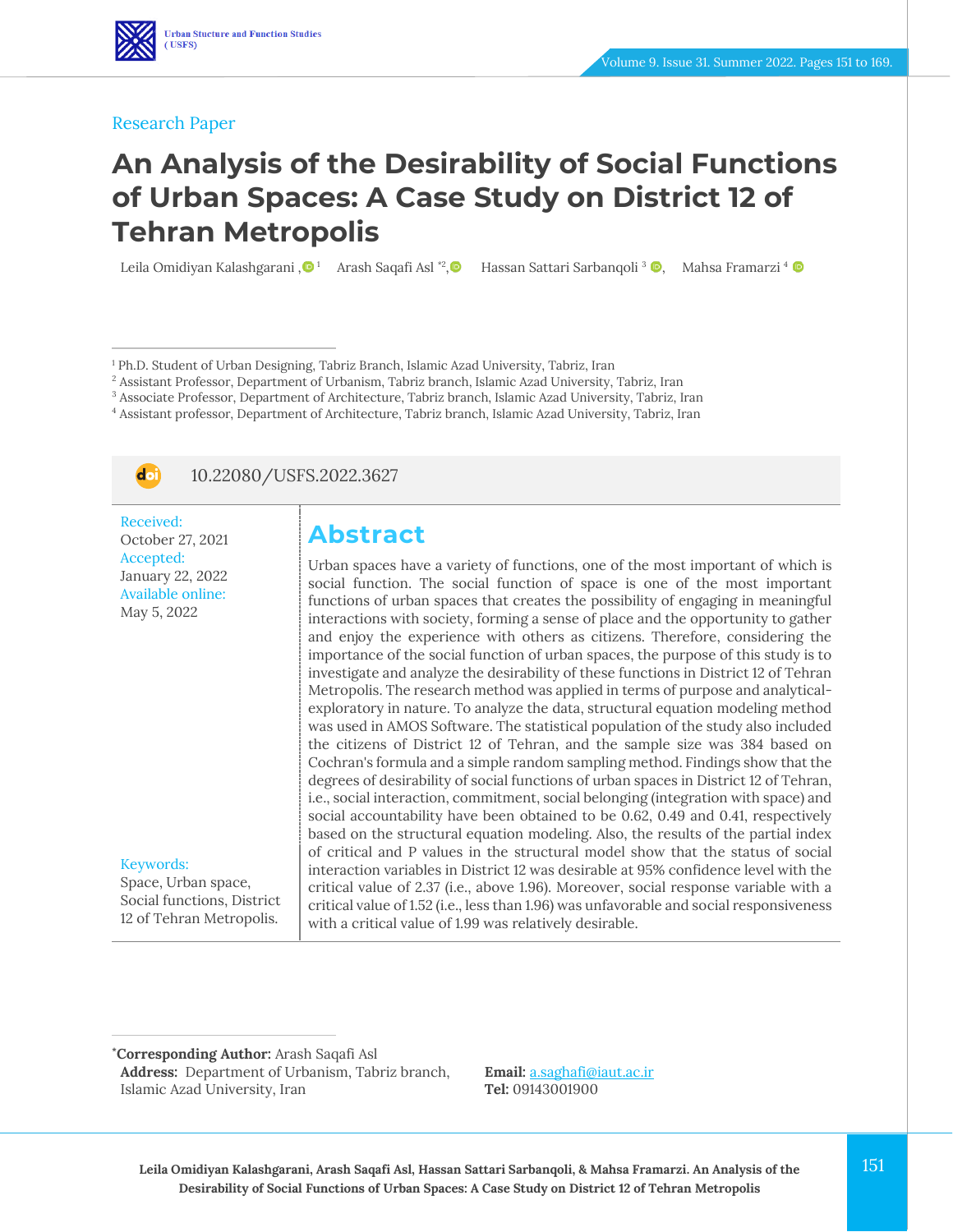Research Paper

# An Analysis of the Desirability of Social Functions of Urban Spaces: A Case Study on District 12 of Tehran Metropolis

Leila Omidiyan Kalashgarani [1], Arash Saqafi Asl [*2], Hassan Sattari Sarbanqoli [3], Mahsa Framarzi [4]

[1] Ph.D. Student of Urban Designing, Tabriz Branch, Islamic Azad University, Tabriz, Iran
[2] Assistant Professor, Department of Urbanism, Tabriz branch, Islamic Azad University, Tabriz, Iran
[3] Associate Professor, Department of Architecture, Tabriz branch, Islamic Azad University, Tabriz, Iran
[4] Assistant professor, Department of Architecture, Tabriz branch, Islamic Azad University, Tabriz, Iran

10.22080/USFS.2022.3627

Received:
October 27, 2021
Accepted:
January 22, 2022
Available online:
May 5, 2022

Keywords:
Space, Urban space, Social functions, District 12 of Tehran Metropolis.

## Abstract

Urban spaces have a variety of functions, one of the most important of which is social function. The social function of space is one of the most important functions of urban spaces that creates the possibility of engaging in meaningful interactions with society, forming a sense of place and the opportunity to gather and enjoy the experience with others as citizens. Therefore, considering the importance of the social function of urban spaces, the purpose of this study is to investigate and analyze the desirability of these functions in District 12 of Tehran Metropolis. The research method was applied in terms of purpose and analytical-exploratory in nature. To analyze the data, structural equation modeling method was used in AMOS Software. The statistical population of the study also included the citizens of District 12 of Tehran, and the sample size was 384 based on Cochran's formula and a simple random sampling method. Findings show that the degrees of desirability of social functions of urban spaces in District 12 of Tehran, i.e., social interaction, commitment, social belonging (integration with space) and social accountability have been obtained to be 0.62, 0.49 and 0.41, respectively based on the structural equation modeling. Also, the results of the partial index of critical and P values in the structural model show that the status of social interaction variables in District 12 was desirable at 95% confidence level with the critical value of 2.37 (i.e., above 1.96). Moreover, social response variable with a critical value of 1.52 (i.e., less than 1.96) was unfavorable and social responsiveness with a critical value of 1.99 was relatively desirable.

***Corresponding Author:** Arash Saqafi Asl
**Address:** Department of Urbanism, Tabriz branch, Islamic Azad University, Iran
**Email:** a.saghafi@iaut.ac.ir
**Tel:** 09143001900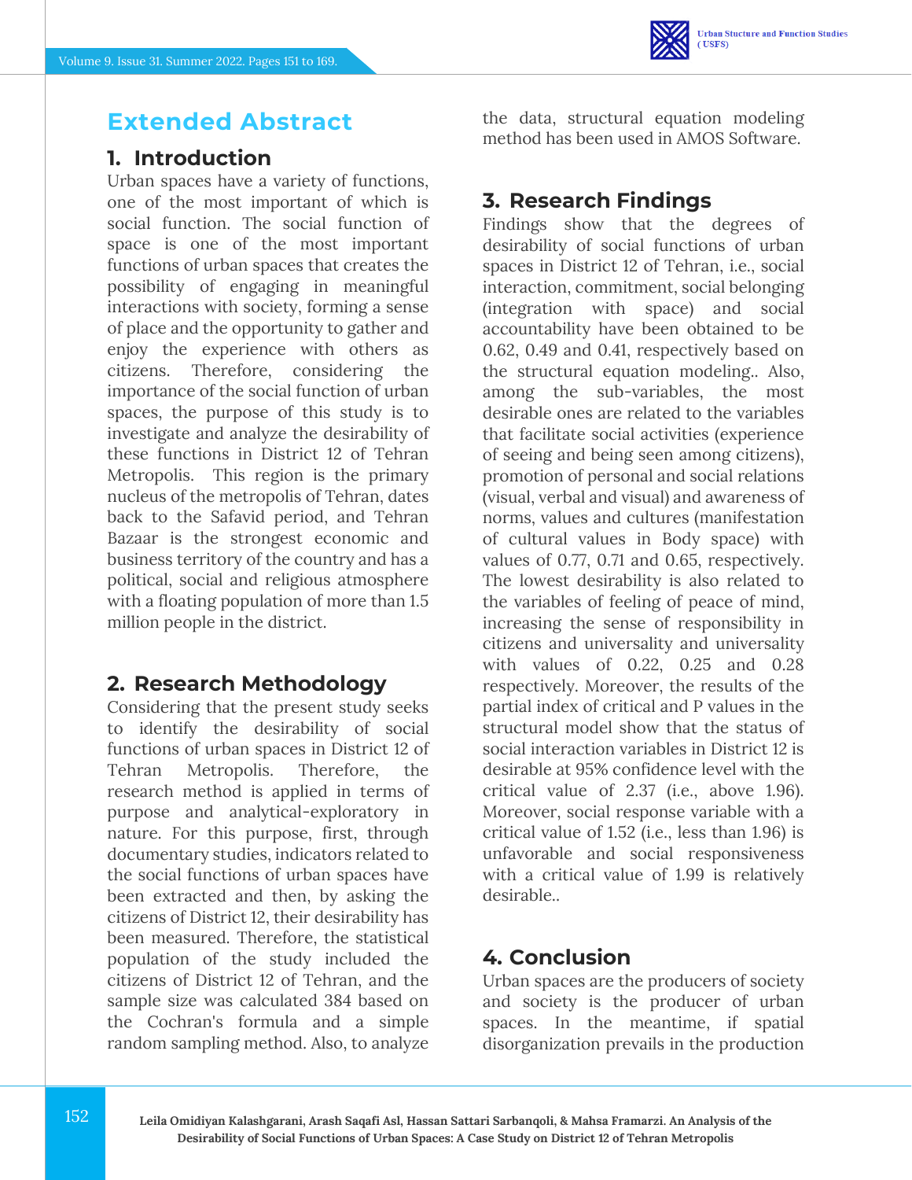# Extended Abstract

## 1. Introduction

Urban spaces have a variety of functions, one of the most important of which is social function. The social function of space is one of the most important functions of urban spaces that creates the possibility of engaging in meaningful interactions with society, forming a sense of place and the opportunity to gather and enjoy the experience with others as citizens. Therefore, considering the importance of the social function of urban spaces, the purpose of this study is to investigate and analyze the desirability of these functions in District 12 of Tehran Metropolis. This region is the primary nucleus of the metropolis of Tehran, dates back to the Safavid period, and Tehran Bazaar is the strongest economic and business territory of the country and has a political, social and religious atmosphere with a floating population of more than 1.5 million people in the district.

## 2. Research Methodology

Considering that the present study seeks to identify the desirability of social functions of urban spaces in District 12 of Tehran Metropolis. Therefore, the research method is applied in terms of purpose and analytical-exploratory in nature. For this purpose, first, through documentary studies, indicators related to the social functions of urban spaces have been extracted and then, by asking the citizens of District 12, their desirability has been measured. Therefore, the statistical population of the study included the citizens of District 12 of Tehran, and the sample size was calculated 384 based on the Cochran's formula and a simple random sampling method. Also, to analyze the data, structural equation modeling method has been used in AMOS Software.

## 3. Research Findings

Findings show that the degrees of desirability of social functions of urban spaces in District 12 of Tehran, i.e., social interaction, commitment, social belonging (integration with space) and social accountability have been obtained to be 0.62, 0.49 and 0.41, respectively based on the structural equation modeling.. Also, among the sub-variables, the most desirable ones are related to the variables that facilitate social activities (experience of seeing and being seen among citizens), promotion of personal and social relations (visual, verbal and visual) and awareness of norms, values and cultures (manifestation of cultural values in Body space) with values of 0.77, 0.71 and 0.65, respectively. The lowest desirability is also related to the variables of feeling of peace of mind, increasing the sense of responsibility in citizens and universality and universality with values of 0.22, 0.25 and 0.28 respectively. Moreover, the results of the partial index of critical and P values in the structural model show that the status of social interaction variables in District 12 is desirable at 95% confidence level with the critical value of 2.37 (i.e., above 1.96). Moreover, social response variable with a critical value of 1.52 (i.e., less than 1.96) is unfavorable and social responsiveness with a critical value of 1.99 is relatively desirable..

## 4. Conclusion

Urban spaces are the producers of society and society is the producer of urban spaces. In the meantime, if spatial disorganization prevails in the production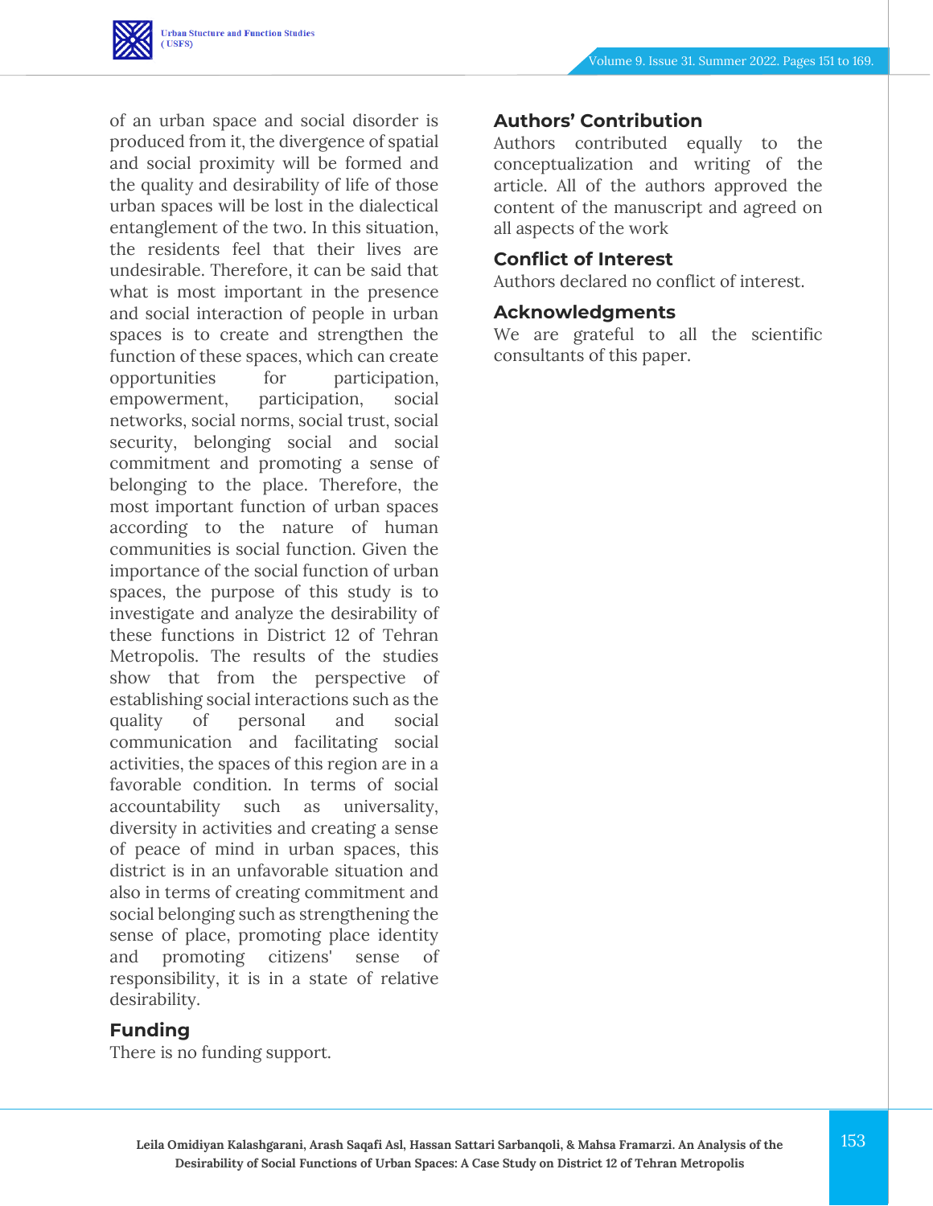of an urban space and social disorder is produced from it, the divergence of spatial and social proximity will be formed and the quality and desirability of life of those urban spaces will be lost in the dialectical entanglement of the two. In this situation, the residents feel that their lives are undesirable. Therefore, it can be said that what is most important in the presence and social interaction of people in urban spaces is to create and strengthen the function of these spaces, which can create opportunities for participation, empowerment, participation, social networks, social norms, social trust, social security, belonging social and social commitment and promoting a sense of belonging to the place. Therefore, the most important function of urban spaces according to the nature of human communities is social function. Given the importance of the social function of urban spaces, the purpose of this study is to investigate and analyze the desirability of these functions in District 12 of Tehran Metropolis. The results of the studies show that from the perspective of establishing social interactions such as the quality of personal and social communication and facilitating social activities, the spaces of this region are in a favorable condition. In terms of social accountability such as universality, diversity in activities and creating a sense of peace of mind in urban spaces, this district is in an unfavorable situation and also in terms of creating commitment and social belonging such as strengthening the sense of place, promoting place identity and promoting citizens' sense of responsibility, it is in a state of relative desirability.

## Funding

There is no funding support.

## Authors' Contribution

Authors contributed equally to the conceptualization and writing of the article. All of the authors approved the content of the manuscript and agreed on all aspects of the work

## Conflict of Interest

Authors declared no conflict of interest.

## Acknowledgments

We are grateful to all the scientific consultants of this paper.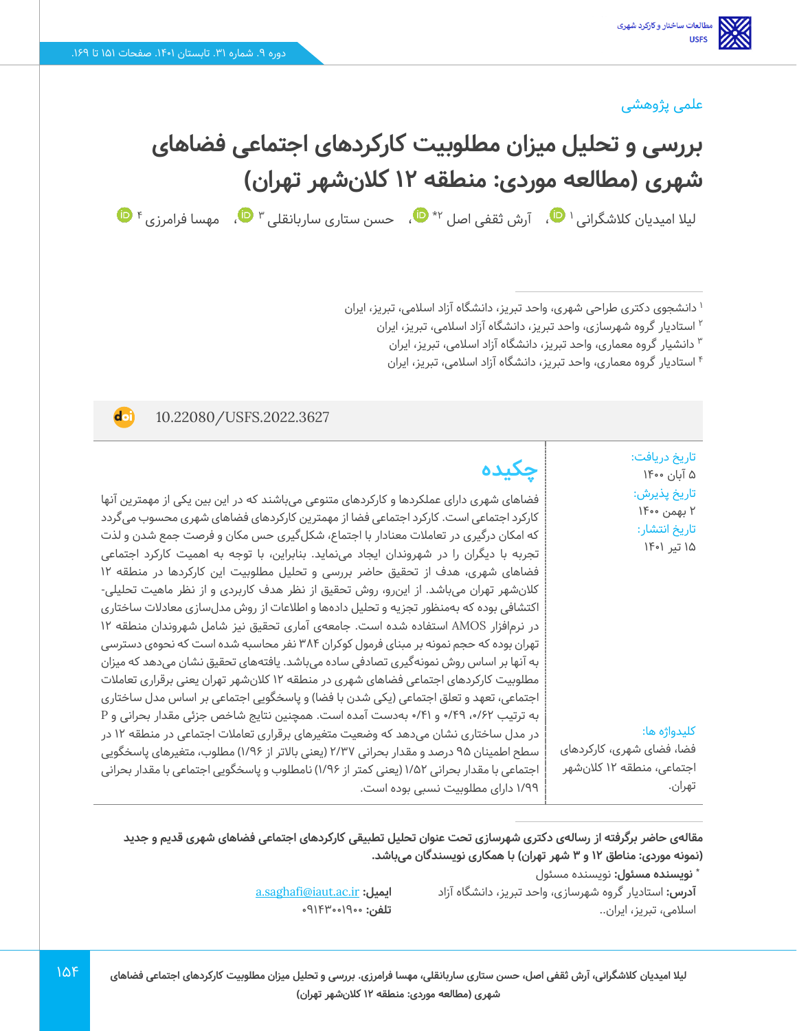علمی پژوهشی

# بررسی و تحلیل میزان مطلوبیت کارکردهای اجتماعی فضاهای شهری (مطالعه موردی: منطقه ۱۲ کلان‌شهر تهران)

لیلا امیدیان کلاشگرانی [۱]، آرش ثقفی اصل [۲*]، حسن ستاری ساربانقلی [۳]، مهسا فرامرزی [۴]

[۱] دانشجوی دکتری طراحی شهری، واحد تبریز، دانشگاه آزاد اسلامی، تبریز، ایران
[۲] استادیار گروه شهرسازی، واحد تبریز، دانشگاه آزاد اسلامی، تبریز، ایران
[۳] دانشیار گروه معماری، واحد تبریز، دانشگاه آزاد اسلامی، تبریز، ایران
[۴] استادیار گروه معماری، واحد تبریز، دانشگاه آزاد اسلامی، تبریز، ایران

10.22080/USFS.2022.3627

تاریخ دریافت:
۵ آبان ۱۴۰۰
تاریخ پذیرش:
۲ بهمن ۱۴۰۰
تاریخ انتشار:
۱۵ تیر ۱۴۰۱

## چکیده

فضاهای شهری دارای عملکردها و کارکردهای متنوعی می‌باشند که در این بین یکی از مهمترین آنها کارکرد اجتماعی است. کارکرد اجتماعی فضا از مهمترین کارکردهای فضاهای شهری محسوب می‌گردد که امکان درگیری در تعاملات معنادار با اجتماع، شکل‌گیری حس مکان و فرصت جمع شدن و لذت تجربه با دیگران را در شهروندان ایجاد می‌نماید. بنابراین، با توجه به اهمیت کارکرد اجتماعی فضاهای شهری، هدف از تحقیق حاضر بررسی و تحلیل مطلوبیت این کارکردها در منطقه ۱۲ کلان‌شهر تهران می‌باشد. از این‌رو، روش تحقیق از نظر هدف کاربردی و از نظر ماهیت تحلیلی-اکتشافی بوده که به‌منظور تجزیه و تحلیل داده‌ها و اطلاعات از روش مدل‌سازی معادلات ساختاری در نرم‌افزار AMOS استفاده شده است. جامعه‌ی آماری تحقیق نیز شامل شهروندان منطقه ۱۲ تهران بوده که حجم نمونه بر مبنای فرمول کوکران ۳۸۴ نفر محاسبه شده است که نحوه‌ی دسترسی به آنها بر اساس روش نمونه‌گیری تصادفی ساده می‌باشد. یافته‌های تحقیق نشان می‌دهد که میزان مطلوبیت کارکردهای اجتماعی فضاهای شهری در منطقه ۱۲ کلان‌شهر تهران یعنی برقراری تعاملات اجتماعی، تعهد و تعلق اجتماعی (یکی شدن با فضا) و پاسخگویی اجتماعی بر اساس مدل ساختاری به ترتیب ۰/۶۲، ۰/۴۹ و ۰/۴۱ به‌دست آمده است. همچنین نتایج شاخص جزئی مقدار بحرانی و P در مدل ساختاری نشان می‌دهد که وضعیت متغیرهای برقراری تعاملات اجتماعی در منطقه ۱۲ در سطح اطمینان ۹۵ درصد و مقدار بحرانی ۲/۳۷ (یعنی بالاتر از ۱/۹۶) مطلوب، متغیرهای پاسخگویی اجتماعی با مقدار بحرانی ۱/۵۲ (یعنی کمتر از ۱/۹۶) نامطلوب و پاسخگویی اجتماعی با مقدار بحرانی ۱/۹۹ دارای مطلوبیت نسبی بوده است.

**کلیدواژه ها:**
فضا، فضای شهری، کارکردهای اجتماعی، منطقه ۱۲ کلان‌شهر تهران.

**مقاله‌ی حاضر برگرفته از رساله‌ی دکتری شهرسازی تحت عنوان تحلیل تطبیقی کارکردهای اجتماعی فضاهای شهری قدیم و جدید (نمونه موردی: مناطق ۱۲ و ۳ شهر تهران) با همکاری نویسندگان می‌باشد.**

* **نویسنده مسئول:** نویسنده مسئول
**آدرس:** استادیار گروه شهرسازی، واحد تبریز، دانشگاه آزاد اسلامی، تبریز، ایران..
**ایمیل:** a.saghafi@iaut.ac.ir
**تلفن:** ۰۹۱۴۳۰۰۱۹۰۰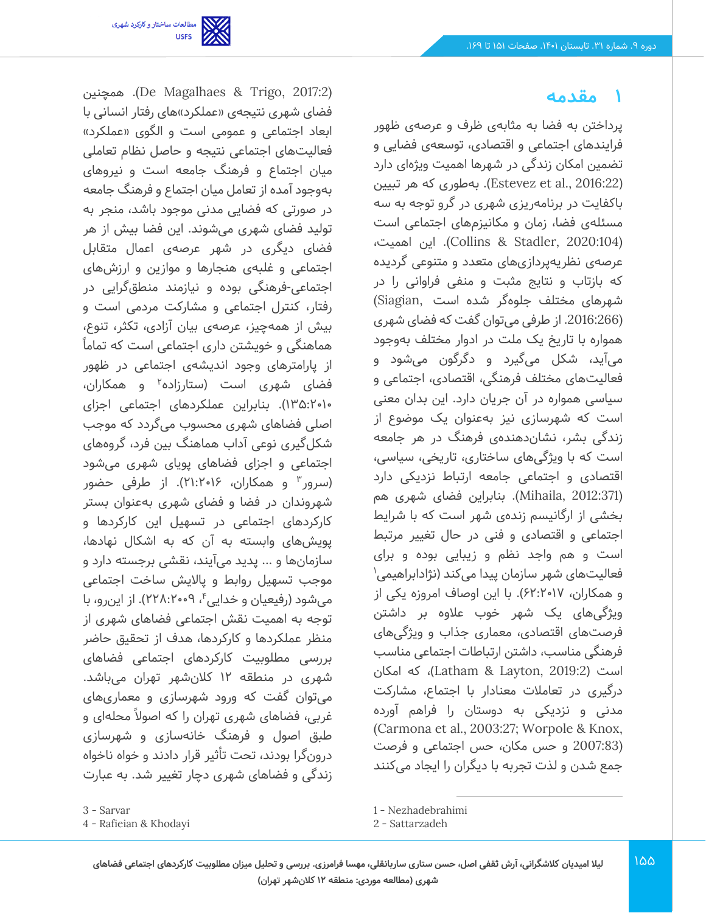## ۱ مقدمه

پرداختن به فضا به مثابه‌ی ظرف و عرصه‌ی ظهور فرایندهای اجتماعی و اقتصادی، توسعه‌ی فضایی و تضمین امکان زندگی در شهرها اهمیت ویژه‌ای دارد (Estevez et al., 2016:22). به‌طوری که هر تبیین باکفایت در برنامه‌ریزی شهری در گرو توجه به سه مسئله‌ی فضا، زمان و مکانیزم‌های اجتماعی است (Collins & Stadler, 2020:104). این اهمیت، عرصه‌ی نظریه‌پردازی‌های متعدد و متنوعی گردیده که بازتاب و نتایج مثبت و منفی فراوانی را در شهرهای مختلف جلوه‌گر شده است (Siagian, 2016:266). از طرفی می‌توان گفت که فضای شهری همواره با تاریخ یک ملت در ادوار مختلف به‌وجود می‌آید، شکل می‌گیرد و دگرگون می‌شود و فعالیت‌های مختلف فرهنگی، اقتصادی، اجتماعی و سیاسی همواره در آن جریان دارد. این بدان معنی است که شهرسازی نیز به‌عنوان یک موضوع از زندگی بشر، نشان‌دهنده‌ی فرهنگ در هر جامعه است که با ویژگی‌های ساختاری، تاریخی، سیاسی، اقتصادی و اجتماعی جامعه ارتباط نزدیکی دارد (Mihaila, 2012:371). بنابراین فضای شهری هم بخشی از ارگانیسم زنده‌ی شهر است که با شرایط اجتماعی و اقتصادی و فنی در حال تغییر مرتبط است و هم واجد نظم و زیبایی بوده و برای فعالیت‌های شهر سازمان پیدا می‌کند (نژادابراهیمی[1] و همکاران، ۶۲:۲۰۱۷). با این اوصاف امروزه یکی از ویژگی‌های یک شهر خوب علاوه بر داشتن فرصت‌های اقتصادی، معماری جذاب و ویژگی‌های فرهنگی مناسب، داشتن ارتباطات اجتماعی مناسب است (Latham & Layton, 2019:2)، که امکان درگیری در تعاملات معنادار با اجتماع، مشارکت مدنی و نزدیکی به دوستان را فراهم آورده (Carmona et al., 2003:27; Worpole & Knox, 2007:83) و حس مکان، حس اجتماعی و فرصت جمع شدن و لذت تجربه با دیگران را ایجاد می‌کنند (De Magalhaes & Trigo, 2017:2). همچنین فضای شهری نتیجه‌ی «عملکرد»های رفتار انسانی با ابعاد اجتماعی و عمومی است و الگوی «عملکرد» فعالیت‌های اجتماعی نتیجه و حاصل نظام تعاملی میان اجتماع و فرهنگ جامعه است و نیروهای به‌وجود آمده از تعامل میان اجتماع و فرهنگ جامعه در صورتی که فضایی مدنی موجود باشد، منجر به تولید فضای شهری می‌شوند. این فضا بیش از هر فضای دیگری در شهر عرصه‌ی اعمال متقابل اجتماعی و غلبه‌ی هنجارها و موازین و ارزش‌های اجتماعی-فرهنگی بوده و نیازمند منطق‌گرایی در رفتار، کنترل اجتماعی و مشارکت مردمی است و بیش از همه‌چیز، عرصه‌ی بیان آزادی، تکثر، تنوع، هماهنگی و خویشتن داری اجتماعی است که تماماً از پارامترهای وجود اندیشه‌ی اجتماعی در ظهور فضای شهری است (ستارزاده[2] و همکاران، ۱۳۵:۲۰۱۰). بنابراین عملکردهای اجتماعی اجزای اصلی فضاهای شهری محسوب می‌گردد که موجب شکل‌گیری نوعی آداب هماهنگ بین فرد، گروه‌های اجتماعی و اجزای فضاهای پویای شهری می‌شود (سرور[3] و همکاران، ۲۱:۲۰۱۶). از طرفی حضور شهروندان در فضا و فضای شهری به‌عنوان بستر کارکردهای اجتماعی در تسهیل این کارکردها و پویش‌های وابسته به آن که به اشکال نهادها، سازمان‌ها و ... پدید می‌آیند، نقشی برجسته دارد و موجب تسهیل روابط و پالایش ساخت اجتماعی می‌شود (رفیعیان و خدایی[4]، ۲۲۸:۲۰۰۹). از این‌رو، با توجه به اهمیت نقش اجتماعی فضاهای شهری از منظر عملکردها و کارکردها، هدف از تحقیق حاضر بررسی مطلوبیت کارکردهای اجتماعی فضاهای شهری در منطقه ۱۲ کلان‌شهر تهران می‌باشد. می‌توان گفت که ورود شهرسازی و معماری‌های غربی، فضاهای شهری تهران را که اصولاً محله‌ای و طبق اصول و فرهنگ خانه‌سازی و شهرسازی درون‌گرا بودند، تحت تأثیر قرار دادند و خواه ناخواه زندگی و فضاهای شهری دچار تغییر شد. به عبارت

---

1 - Nezhadebrahimi
2 - Sattarzadeh
3 - Sarvar
4 - Rafieian & Khodayi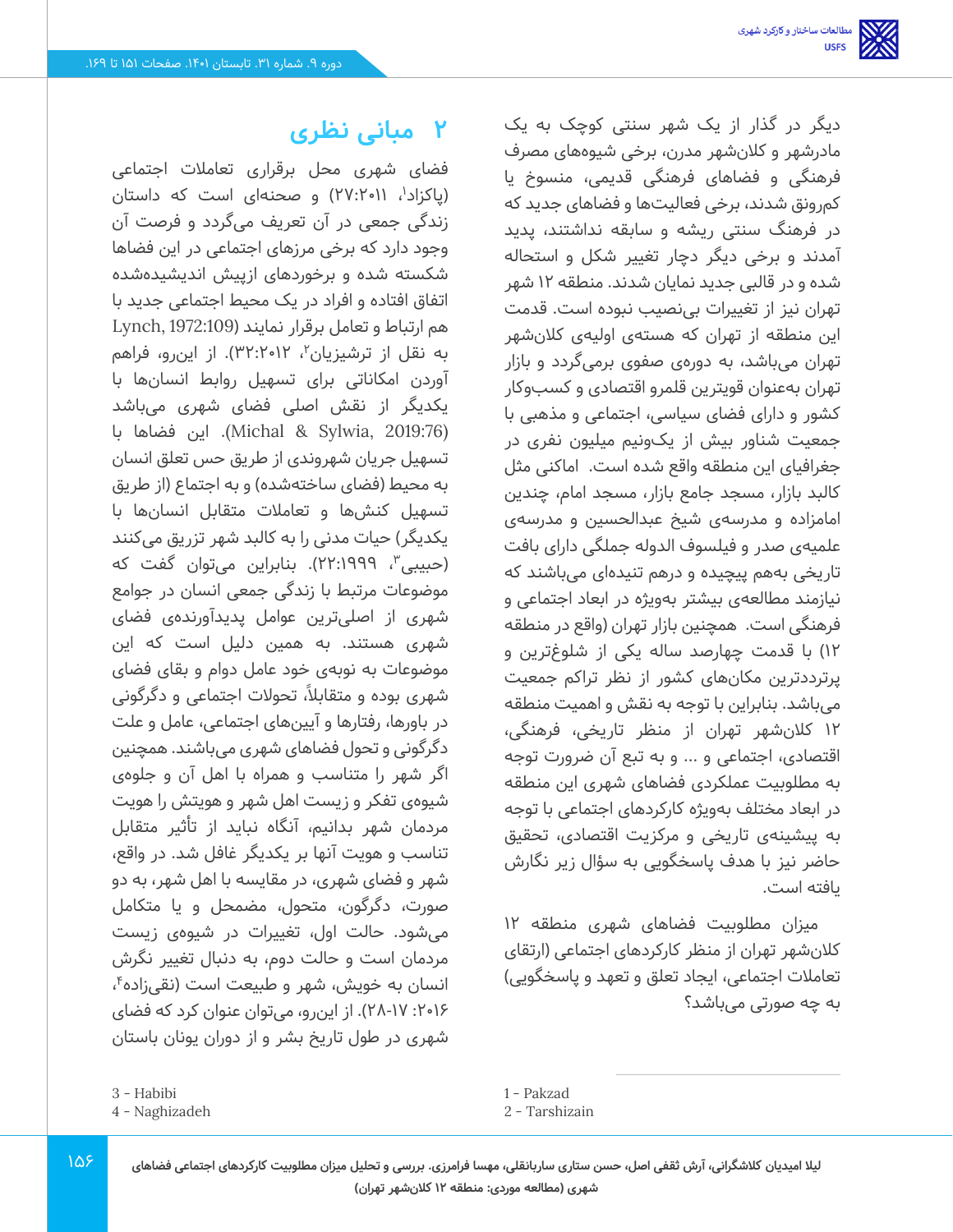دیگر در گذار از یک شهر سنتی کوچک به یک مادرشهر و کلان‌شهر مدرن، برخی شیوه‌های مصرف فرهنگی و فضاهای فرهنگی قدیمی، منسوخ یا کم‌رونق شدند، برخی فعالیت‌ها و فضاهای جدید که در فرهنگ سنتی ریشه و سابقه نداشتند، پدید آمدند و برخی دیگر دچار تغییر شکل و استحاله شده و در قالبی جدید نمایان شدند. منطقه ۱۲ شهر تهران نیز از تغییرات بی‌نصیب نبوده است. قدمت این منطقه از تهران که هسته‌ی اولیه‌ی کلان‌شهر تهران می‌باشد، به دوره‌ی صفوی برمی‌گردد و بازار تهران به‌عنوان قویترین قلمرو اقتصادی و کسب‌وکار کشور و دارای فضای سیاسی، اجتماعی و مذهبی با جمعیت شناور بیش از یک‌ونیم میلیون نفری در جغرافیای این منطقه واقع شده است. اماکنی مثل کالبد بازار، مسجد جامع بازار، مسجد امام، چندین امامزاده و مدرسه‌ی شیخ عبدالحسین و مدرسه‌ی علمیه‌ی صدر و فیلسوف الدوله جملگی دارای بافت تاریخی به‌هم پیچیده و درهم تنیده‌ای می‌باشند که نیازمند مطالعه‌ی بیشتر به‌ویژه در ابعاد اجتماعی و فرهنگی است. همچنین بازار تهران (واقع در منطقه ۱۲) با قدمت چهارصد ساله یکی از شلوغ‌ترین و پرترددترین مکان‌های کشور از نظر تراکم جمعیت می‌باشد. بنابراین با توجه به نقش و اهمیت منطقه ۱۲ کلان‌شهر تهران از منظر تاریخی، فرهنگی، اقتصادی، اجتماعی و ... و به تبع آن ضرورت توجه به مطلوبیت عملکردی فضاهای شهری این منطقه در ابعاد مختلف به‌ویژه کارکردهای اجتماعی با توجه به پیشینه‌ی تاریخی و مرکزیت اقتصادی، تحقیق حاضر نیز با هدف پاسخگویی به سؤال زیر نگارش یافته است.

میزان مطلوبیت فضاهای شهری منطقه ۱۲ کلان‌شهر تهران از منظر کارکردهای اجتماعی (ارتقای تعاملات اجتماعی، ایجاد تعلق و تعهد و پاسخگویی) به چه صورتی می‌باشد؟

## ۲ مبانی نظری

فضای شهری محل برقراری تعاملات اجتماعی (پاکزاد[1]، ۲۷:۲۰۱۱) و صحنه‌ای است که داستان زندگی جمعی در آن تعریف می‌گردد و فرصت آن وجود دارد که برخی مرزهای اجتماعی در این فضاها شکسته شده و برخوردهای ازپیش اندیشیده‌شده اتفاق افتاده و افراد در یک محیط اجتماعی جدید با هم ارتباط و تعامل برقرار نمایند (Lynch, 1972:109 به نقل از ترشیزیان[2]، ۳۲:۲۰۱۲). از این‌رو، فراهم آوردن امکاناتی برای تسهیل روابط انسان‌ها با یکدیگر از نقش اصلی فضای شهری می‌باشد (Michal & Sylwia, 2019:76). این فضاها با تسهیل جریان شهروندی از طریق حس تعلق انسان به محیط (فضای ساخته‌شده) و به اجتماع (از طریق تسهیل کنش‌ها و تعاملات متقابل انسان‌ها با یکدیگر) حیات مدنی را به کالبد شهر تزریق می‌کنند (حبیبی[3]، ۲۲:۱۹۹۹). بنابراین می‌توان گفت که موضوعات مرتبط با زندگی جمعی انسان در جوامع شهری از اصلی‌ترین عوامل پدیدآورنده‌ی فضای شهری هستند. به همین دلیل است که این موضوعات به نوبه‌ی خود عامل دوام و بقای فضای شهری بوده و متقابلاً، تحولات اجتماعی و دگرگونی در باورها، رفتارها و آیین‌های اجتماعی، عامل و علت دگرگونی و تحول فضاهای شهری می‌باشند. همچنین اگر شهر را متناسب و همراه با اهل آن و جلوه‌ی شیوه‌ی تفکر و زیست اهل شهر و هویتش را هویت مردمان شهر بدانیم، آنگاه نباید از تأثیر متقابل تناسب و هویت آنها بر یکدیگر غافل شد. در واقع، شهر و فضای شهری، در مقایسه با اهل شهر، به دو صورت، دگرگون، متحول، مضمحل و یا متکامل می‌شود. حالت اول، تغییرات در شیوه‌ی زیست مردمان است و حالت دوم، به دنبال تغییر نگرش انسان به خویش، شهر و طبیعت است (نقی‌زاده[4]، ۲۰۱۶: ۱۷-۲۸). از این‌رو، می‌توان عنوان کرد که فضای شهری در طول تاریخ بشر و از دوران یونان باستان

1 - Pakzad
2 - Tarshizain
3 - Habibi
4 - Naghizadeh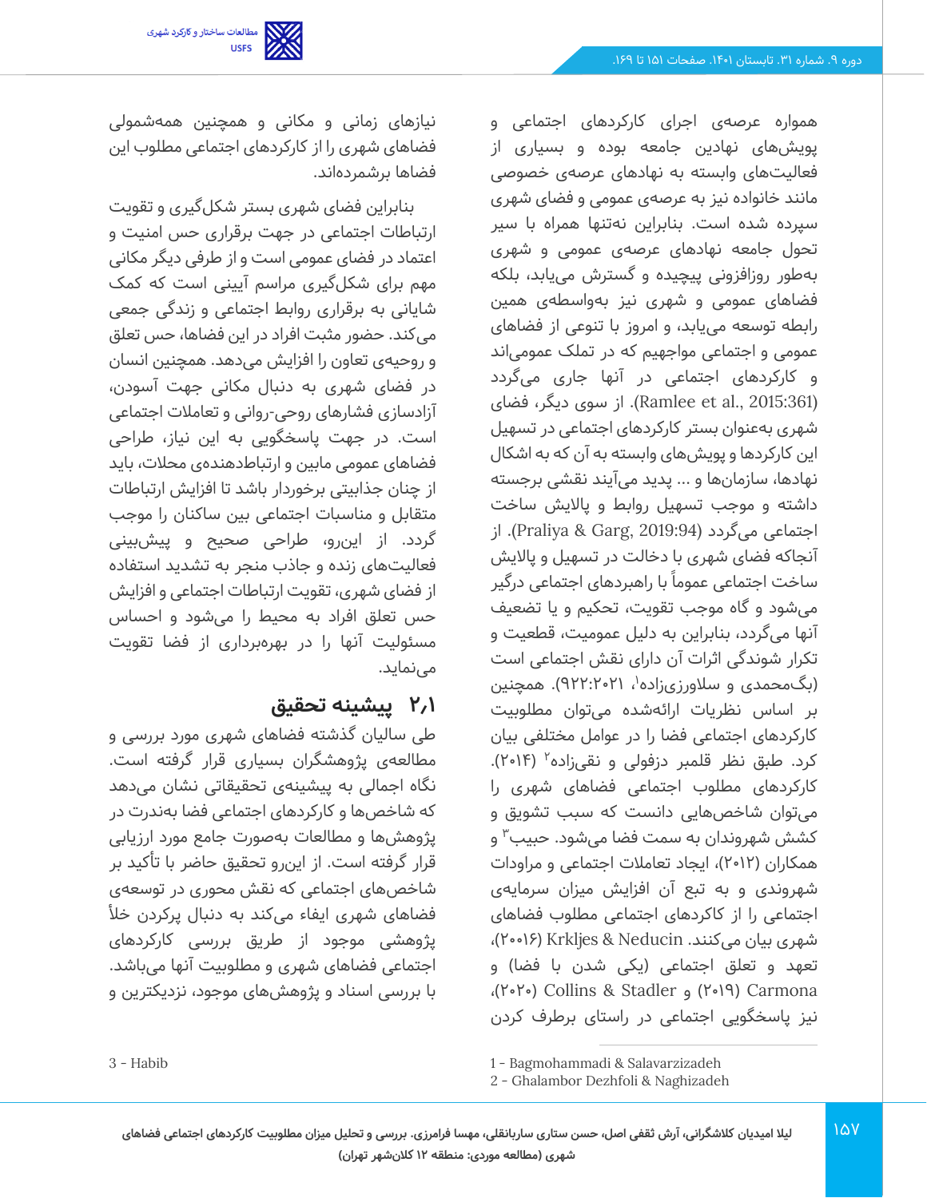همواره عرصه‌ی اجرای کارکردهای اجتماعی و پویش‌های نهادین جامعه بوده و بسیاری از فعالیت‌های وابسته به نهادهای عرصه‌ی خصوصی مانند خانواده نیز به عرصه‌ی عمومی و فضای شهری سپرده شده است. بنابراین نه‌تنها همراه با سیر تحول جامعه نهادهای عرصه‌ی عمومی و شهری به‌طور روزافزونی پیچیده و گسترش می‌یابد، بلکه فضاهای عمومی و شهری نیز به‌واسطه‌ی همین رابطه توسعه می‌یابد، و امروز با تنوعی از فضاهای عمومی و اجتماعی مواجهیم که در تملک عمومی‌اند و کارکردهای اجتماعی در آنها جاری می‌گردد (Ramlee et al., 2015:361). از سوی دیگر، فضای شهری به‌عنوان بستر کارکردهای اجتماعی در تسهیل این کارکردها و پویش‌های وابسته به آن که به اشکال نهادها، سازمان‌ها و ... پدید می‌آیند نقشی برجسته داشته و موجب تسهیل روابط و پالایش ساخت اجتماعی می‌گردد (Praliya & Garg, 2019:94). از آنجاکه فضای شهری با دخالت در تسهیل و پالایش ساخت اجتماعی عموماً با راهبردهای اجتماعی درگیر می‌شود و گاه موجب تقویت، تحکیم و یا تضعیف آنها می‌گردد، بنابراین به دلیل عمومیت، قطعیت و تکرار شوندگی اثرات آن دارای نقش اجتماعی است (بگ‌محمدی و سلاورزی‌زاده[1]، ۲۰۲۱:۹۲۲). همچنین بر اساس نظریات ارائه‌شده می‌توان مطلوبیت کارکردهای اجتماعی فضا را در عوامل مختلفی بیان کرد. طبق نظر قلمبر دزفولی و نقی‌زاده[2] (۲۰۱۴). کارکردهای مطلوب اجتماعی فضاهای شهری را می‌توان شاخص‌هایی دانست که سبب تشویق و کشش شهروندان به سمت فضا می‌شود. حبیب[3] و همکاران (۲۰۱۲)، ایجاد تعاملات اجتماعی و مراودات شهروندی و به تبع آن افزایش میزان سرمایه‌ی اجتماعی را از کارکردهای اجتماعی مطلوب فضاهای شهری بیان می‌کنند. Krkljes & Neducin (۲۰۰۱۶)، تعهد و تعلق اجتماعی (یکی شدن با فضا) و Carmona (۲۰۱۹) و Collins & Stadler (۲۰۲۰)، نیز پاسخگویی اجتماعی در راستای برطرف کردن نیازهای زمانی و مکانی و همچنین همه‌شمولی فضاهای شهری را از کارکردهای اجتماعی مطلوب این فضاها برشمرده‌اند.

بنابراین فضای شهری بستر شکل‌گیری و تقویت ارتباطات اجتماعی در جهت برقراری حس امنیت و اعتماد در فضای عمومی است و از طرفی دیگر مکانی مهم برای شکل‌گیری مراسم آیینی است که کمک شایانی به برقراری روابط اجتماعی و زندگی جمعی می‌کند. حضور مثبت افراد در این فضاها، حس تعلق و روحیه‌ی تعاون را افزایش می‌دهد. همچنین انسان در فضای شهری به دنبال مکانی جهت آسودن، آزادسازی فشارهای روحی-روانی و تعاملات اجتماعی است. در جهت پاسخگویی به این نیاز، طراحی فضاهای عمومی مابین و ارتباطدهنده‌ی محلات، باید از چنان جذابیتی برخوردار باشد تا افزایش ارتباطات متقابل و مناسبات اجتماعی بین ساکنان را موجب گردد. از این‌رو، طراحی صحیح و پیش‌بینی فعالیت‌های زنده و جاذب منجر به تشدید استفاده از فضای شهری، تقویت ارتباطات اجتماعی و افزایش حس تعلق افراد به محیط را می‌شود و احساس مسئولیت آنها را در بهره‌برداری از فضا تقویت می‌نماید.

## ۲،۱ پیشینه تحقیق

طی سالیان گذشته فضاهای شهری مورد بررسی و مطالعه‌ی پژوهشگران بسیاری قرار گرفته است. نگاه اجمالی به پیشینه‌ی تحقیقاتی نشان می‌دهد که شاخص‌ها و کارکردهای اجتماعی فضا به‌ندرت در پژوهش‌ها و مطالعات به‌صورت جامع مورد ارزیابی قرار گرفته است. از این‌رو تحقیق حاضر با تأکید بر شاخص‌های اجتماعی که نقش محوری در توسعه‌ی فضاهای شهری ایفاء می‌کند به دنبال پرکردن خلأ پژوهشی موجود از طریق بررسی کارکردهای اجتماعی فضاهای شهری و مطلوبیت آنها می‌باشد. با بررسی اسناد و پژوهش‌های موجود، نزدیکترین و

---

1 - Bagmohammadi & Salavarzizadeh
2 - Ghalambor Dezhfoli & Naghizadeh
3 - Habib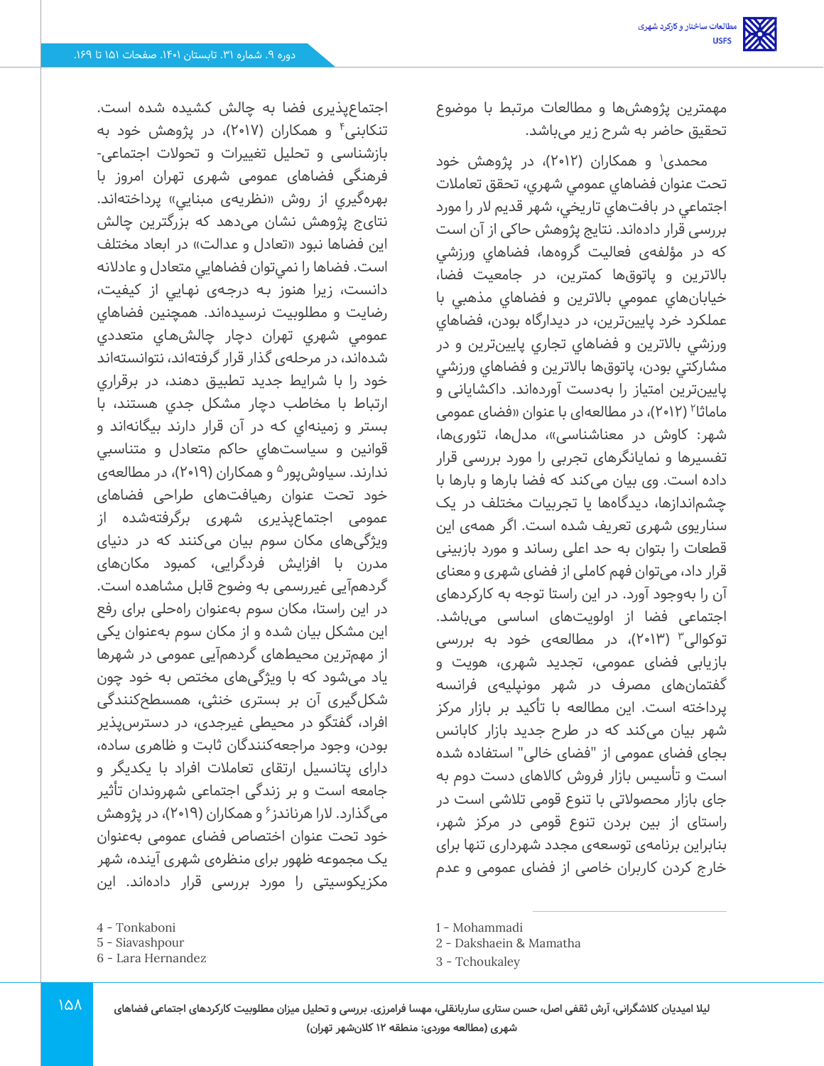مهمترین پژوهش‌ها و مطالعات مرتبط با موضوع تحقیق حاضر به شرح زیر می‌باشد.

محمدی[1] و همکاران (۲۰۱۲)، در پژوهش خود تحت عنوان فضاهاي عمومي شهري، تحقق تعاملات اجتماعي در بافت‌هاي تاريخي، شهر قديم لار را مورد بررسی قرار داده‌اند. نتايج پژوهش حاکی از آن است که در مؤلفه‌ی فعاليت گروه‌ها، فضاهاي ورزشي بالاترين و پاتوق‌ها کمترين، در جامعيت فضا، خيابان‌هاي عمومي بالاترين و فضاهاي مذهبي با عملکرد خرد پايين‌ترين، در ديدارگاه بودن، فضاهاي ورزشي بالاترين و فضاهاي تجاري پايين‌ترين و در مشارکتي بودن، پاتوق‌ها بالاترين و فضاهاي ورزشي پايين‌ترين امتياز را به‌دست آورده‌اند. داکشاينی و ماماثا[2] (۲۰۱۲)، در مطالعه‌ای با عنوان «فضای عمومی شهر: کاوش در معناشناسی»، مدل‌ها، تئوری‌ها، تفسیرها و نمایانگرهای تجربی را مورد بررسی قرار داده است. وی بیان می‌کند که فضا بارها و بارها با چشم‌اندازها، دیدگاه‌ها یا تجربیات مختلف در یک سناریوی شهری تعریف شده است. اگر همه‌ی این قطعات را بتوان به حد اعلی رساند و مورد بازبینی قرار داد، می‌توان فهم کاملی از فضای شهری و معنای آن را به‌وجود آورد. در این راستا توجه به کارکردهای اجتماعی فضا از اولویت‌های اساسی می‌باشد. توکوالی[3] (۲۰۱۳)، در مطالعه‌ی خود به بررسی بازیابی فضای عمومی، تجدید شهری، هویت و گفتمان‌های مصرف در شهر مونپلیه‌ی فرانسه پرداخته است. این مطالعه با تأکید بر بازار مرکز شهر بیان می‌کند که در طرح جدید بازار کابانس بجای فضای عمومی از "فضای خالی" استفاده شده است و تأسیس بازار فروش کالاهای دست دوم به جای بازار محصولاتی با تنوع قومی تلاشی است در راستای از بین بردن تنوع قومی در مرکز شهر، بنابراین برنامه‌ی توسعه‌ی مجدد شهرداری تنها برای خارج کردن کاربران خاصی از فضای عمومی و عدم اجتماع‌پذیری فضا به چالش کشیده شده است. تنکابنی[4] و همکاران (۲۰۱۷)، در پژوهش خود به بازشناسی و تحلیل تغییرات و تحولات اجتماعی-فرهنگی فضاهای عمومی شهری تهران امروز با بهره‌گيري از روش «نظريه‌ی مبنايي» پرداخته‌اند. نتایج پژوهش نشان می‌دهد که بزرگترين چالش اين فضاها نبود «تعادل و عدالت» در ابعاد مختلف است. فضاها را نمي‌توان فضاهايي متعادل و عادلانه دانست، زيرا هنوز به درجه‌ی نهايي از كيفيت، رضايت و مطلوبيت نرسيده‌اند. همچنين فضاهاي عمومي شهري تهران دچار چالش‌هاي متعددي شده‌اند، در مرحله‌ی گذار قرار گرفته‌اند، نتوانسته‌اند خود را با شرايط جديد تطبيق دهند، در برقراري ارتباط با مخاطب دچار مشكل جدي هستند، با بستر و زمينه‌اي كه در آن قرار دارند بيگانه‌اند و قوانين و سياست‌هاي حاكم متعادل و متناسبي ندارند. سیاوش‌پور[5] و همکاران (۲۰۱۹)، در مطالعه‌ی خود تحت عنوان رهیافت‌های طراحی فضاهای عمومی اجتماع‌پذیری شهری برگرفته‌شده از ویژگی‌های مکان سوم بیان می‌کنند که در دنیای مدرن با افزایش فردگرایی، کمبود مکان‌های گردهم‌آیی غیررسمی به وضوح قابل مشاهده است. در این راستا، مکان سوم به‌عنوان راه‌حلی برای رفع این مشکل بیان شده و از مکان سوم به‌عنوان یکی از مهم‌ترین محیط‌های گردهم‌آیی عمومی در شهرها یاد می‌شود که با ویژگی‌های مختص به خود چون شکل‌گیری آن بر بستری خنثی، هم‌سطح‌کنندگی افراد، گفتگو در محیطی غیرجدی، در دسترس‌پذیر بودن، وجود مراجعه‌کنندگان ثابت و ظاهری ساده، دارای پتانسیل ارتقای تعاملات افراد با یکدیگر و جامعه است و بر زندگی اجتماعی شهروندان تأثیر می‌گذارد. لارا هرناندز[6] و همکاران (۲۰۱۹)، در پژوهش خود تحت عنوان اختصاص فضای عمومی به‌عنوان یک مجموعه ظهور برای منظره‌ی شهری آینده، شهر مکزیکوسیتی را مورد بررسی قرار داده‌اند. این

1 - Mohammadi
2 - Dakshaein & Mamatha
3 - Tchoukaley
4 - Tonkaboni
5 - Siavashpour
6 - Lara Hernandez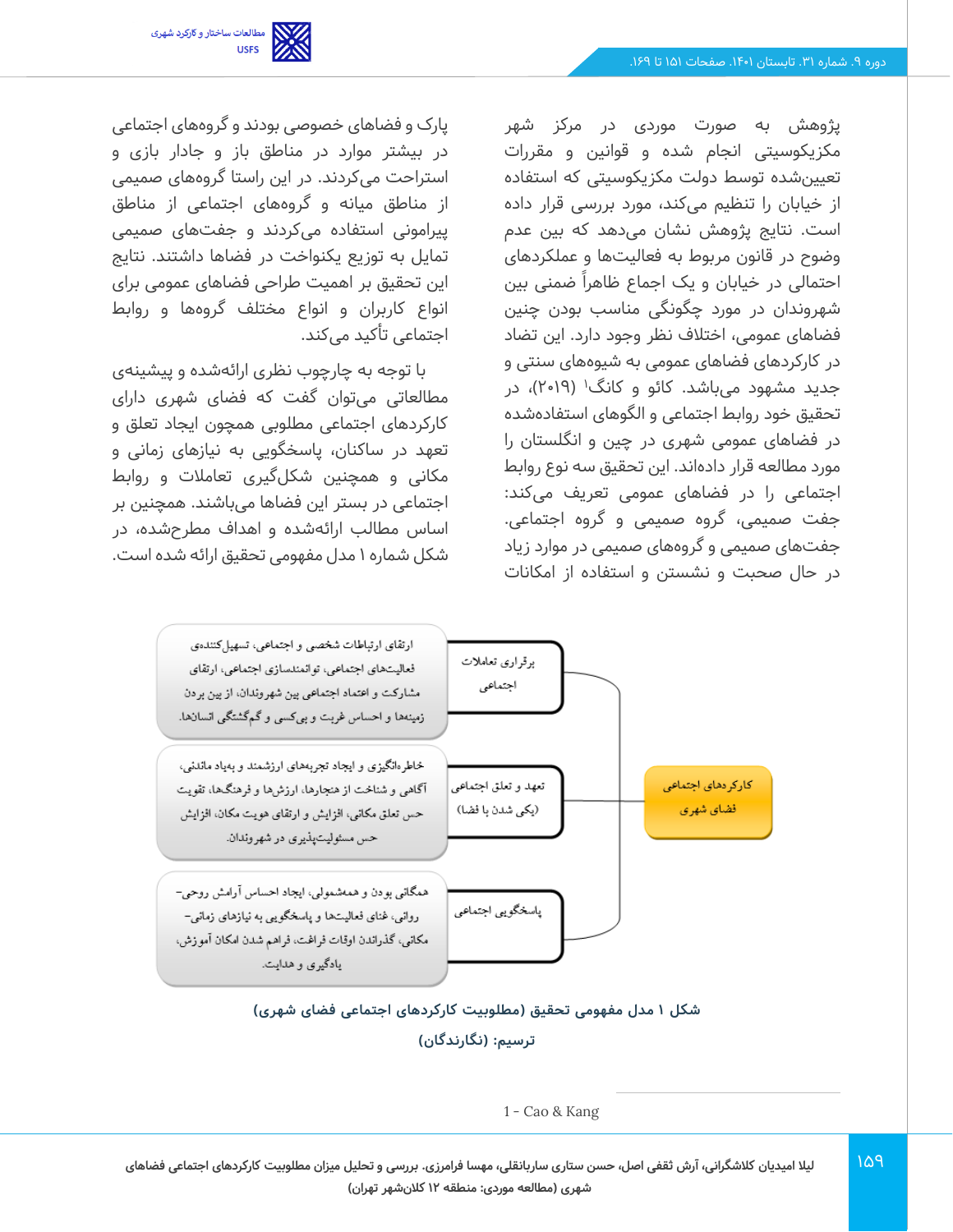پژوهش به صورت موردی در مرکز شهر مکزیکوسیتی انجام شده و قوانین و مقررات تعیین‌شده توسط دولت مکزیکوسیتی که استفاده از خیابان را تنظیم می‌کند، مورد بررسی قرار داده است. نتایج پژوهش نشان می‌دهد که بین عدم وضوح در قانون مربوط به فعالیت‌ها و عملکردهای احتمالی در خیابان و یک اجماع ظاهراً ضمنی بین شهروندان در مورد چگونگی مناسب بودن چنین فضاهای عمومی، اختلاف نظر وجود دارد. این تضاد در کارکردهای فضاهای عمومی به شیوه‌های سنتی و جدید مشهود می‌باشد. کائو و کانگ[1] (۲۰۱۹)، در تحقیق خود روابط اجتماعی و الگوهای استفاده‌شده در فضاهای عمومی شهری در چین و انگلستان را مورد مطالعه قرار داده‌اند. این تحقیق سه نوع روابط اجتماعی را در فضاهای عمومی تعریف می‌کند: جفت صمیمی، گروه صمیمی و گروه اجتماعی. جفت‌های صمیمی و گروه‌های صمیمی در موارد زیاد در حال صحبت و نشستن و استفاده از امکانات پارک و فضاهای خصوصی بودند و گروه‌های اجتماعی در بیشتر موارد در مناطق باز و جادار بازی و استراحت می‌کردند. در این راستا گروه‌های صمیمی از مناطق میانه و گروه‌های اجتماعی از مناطق پیرامونی استفاده می‌کردند و جفت‌های صمیمی تمایل به توزیع یکنواخت در فضاها داشتند. نتایج این تحقیق بر اهمیت طراحی فضاهای عمومی برای انواع کاربران و انواع مختلف گروه‌ها و روابط اجتماعی تأکید می‌کند.

با توجه به چارچوب نظری ارائه‌شده و پیشینه‌ی مطالعاتی می‌توان گفت که فضای شهری دارای کارکردهای اجتماعی مطلوبی همچون ایجاد تعلق و تعهد در ساکنان، پاسخگویی به نیازهای زمانی و مکانی و همچنین شکل‌گیری تعاملات و روابط اجتماعی در بستر این فضاها می‌باشند. همچنین بر اساس مطالب ارائه‌شده و اهداف مطرح‌شده، در شکل شماره ۱ مدل مفهومی تحقیق ارائه شده است.

| کارکردهای اجتماعی فضای شهری | شاخص | مؤلفه‌ها |
| --- | --- | --- |
| | برقراری تعاملات اجتماعی | ارتقای ارتباطات شخصی و اجتماعی، تسهیل‌کننده‌ی فعالیت‌های اجتماعی، توانمندسازی اجتماعی، ارتقای مشارکت و اعتماد اجتماعی بین شهروندان، از بین بردن زمینه‌ها و احساس غربت و بی‌کسی و گم‌گشتگی انسان‌ها. |
| | تعهد و تعلق اجتماعی (یکی شدن با فضا) | خاطره‌انگیزی و ایجاد تجربه‌های ارزشمند و بهیاد ماندنی، آگاهی و شناخت از هنجارها، ارزش‌ها و فرهنگ‌ها، تقویت حس تعلق مکانی، افزایش و ارتقای هویت مکان، افزایش حس مسئولیت‌پذیری در شهروندان. |
| | پاسخگویی اجتماعی | همگانی بودن و همه‌شمولی، ایجاد احساس آرامش روحی-روانی، غنای فعالیت‌ها و پاسخگویی به نیازهای زمانی-مکانی، گذراندن اوقات فراغت، فراهم شدن امکان آموزش، یادگیری و هدایت. |

**شکل ۱ مدل مفهومی تحقیق (مطلوبیت کارکردهای اجتماعی فضای شهری)**

**ترسیم: (نگارندگان)**

---

1 - Cao & Kang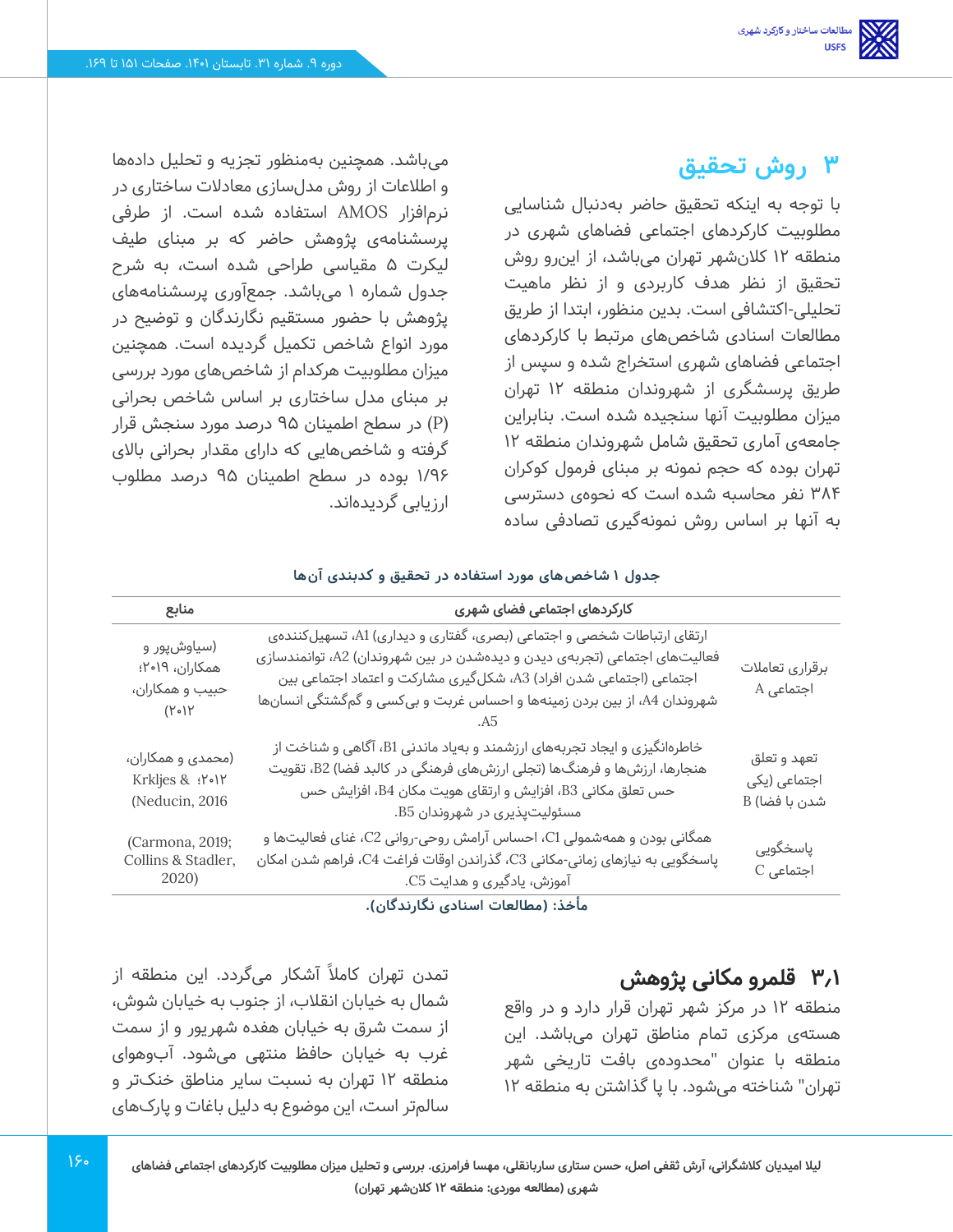## ۳ روش تحقیق

با توجه به اینکه تحقیق حاضر به‌دنبال شناسایی مطلوبیت کارکردهای اجتماعی فضاهای شهری در منطقه ۱۲ کلانشهر تهران می‌باشد، از این‌رو روش تحقیق از نظر هدف کاربردی و از نظر ماهیت تحلیلی-اکتشافی است. بدین منظور، ابتدا از طریق مطالعات اسنادی شاخص‌های مرتبط با کارکردهای اجتماعی فضاهای شهری استخراج شده و سپس از طریق پرسشگری از شهروندان منطقه ۱۲ تهران میزان مطلوبیت آنها سنجیده شده است. بنابراین جامعه‌ی آماری تحقیق شامل شهروندان منطقه ۱۲ تهران بوده که حجم نمونه بر مبنای فرمول کوکران ۳۸۴ نفر محاسبه شده است که نحوه‌ی دسترسی به آنها بر اساس روش نمونه‌گیری تصادفی ساده می‌باشد. همچنین به‌منظور تجزیه و تحلیل داده‌ها و اطلاعات از روش مدل‌سازی معادلات ساختاری در نرم‌افزار AMOS استفاده شده است. از طرفی پرسشنامه‌ی پژوهش حاضر که بر مبنای طیف لیکرت ۵ مقیاسی طراحی شده است، به شرح جدول شماره ۱ می‌باشد. جمع‌آوری پرسشنامه‌های پژوهش با حضور مستقیم نگارندگان و توضیح در مورد انواع شاخص تکمیل گردیده است. همچنین میزان مطلوبیت هرکدام از شاخص‌های مورد بررسی بر مبنای مدل ساختاری بر اساس شاخص بحرانی (P) در سطح اطمینان ۹۵ درصد مورد سنجش قرار گرفته و شاخص‌هایی که دارای مقدار بحرانی بالای ۱/۹۶ بوده در سطح اطمینان ۹۵ درصد مطلوب ارزیابی گردیده‌اند.

**جدول ۱ شاخص‌های مورد استفاده در تحقیق و کدبندی آن‌ها**

| | کارکردهای اجتماعی فضای شهری | منابع |
|---|---|---|
| برقراری تعاملات اجتماعی A | ارتقای ارتباطات شخصی و اجتماعی (بصری، گفتاری و دیداری) A1، تسهیل‌کننده‌ی فعالیت‌های اجتماعی (تجربه‌ی دیدن و دیده‌شدن در بین شهروندان) A2، توانمندسازی اجتماعی (اجتماعی شدن افراد) A3، شکل‌گیری مشارکت و اعتماد اجتماعی بین شهروندان A4، از بین بردن زمینه‌ها و احساس غربت و بی‌کسی و گم‌گشتگی انسان‌ها A5. | (سیاوش‌پور و همکاران، ۲۰۱۹؛ حبیب و همکاران، ۲۰۱۲) |
| تعهد و تعلق اجتماعی (یکی شدن با فضا) B | خاطره‌انگیزی و ایجاد تجربه‌های ارزشمند و به‌یاد ماندنی B1، آگاهی و شناخت از هنجارها، ارزش‌ها و فرهنگ‌ها (تجلی ارزش‌های فرهنگی در کالبد فضا) B2، تقویت حس تعلق مکانی B3، افزایش و ارتقای هویت مکان B4، افزایش حس مسئولیت‌پذیری در شهروندان B5. | (محمدی و همکاران، ۲۰۱۲؛ Krkljes & Neducin, 2016) |
| پاسخگویی اجتماعی C | همگانی بودن و همه‌شمولی C1، احساس آرامش روحی-روانی C2، غنای فعالیت‌ها و پاسخگویی به نیازهای زمانی-مکانی C3، گذراندن اوقات فراغت C4، فراهم شدن امکان آموزش، یادگیری و هدایت C5. | (Carmona, 2019; Collins & Stadler, 2020) |

**مأخذ: (مطالعات اسنادی نگارندگان).**

### ۳٫۱ قلمرو مکانی پژوهش

منطقه ۱۲ در مرکز شهر تهران قرار دارد و در واقع هسته‌ی مرکزی تمام مناطق تهران می‌باشد. این منطقه با عنوان "محدوده‌ی بافت تاریخی شهر تهران" شناخته می‌شود. با پا گذاشتن به منطقه ۱۲ تمدن تهران کاملاً آشکار می‌گردد. این منطقه از شمال به خیابان انقلاب، از جنوب به خیابان شوش، از سمت شرق به خیابان هفده شهریور و از سمت غرب به خیابان حافظ منتهی می‌شود. آب‌وهوای منطقه ۱۲ تهران به نسبت سایر مناطق خنک‌تر و سالم‌تر است، این موضوع به دلیل باغات و پارک‌های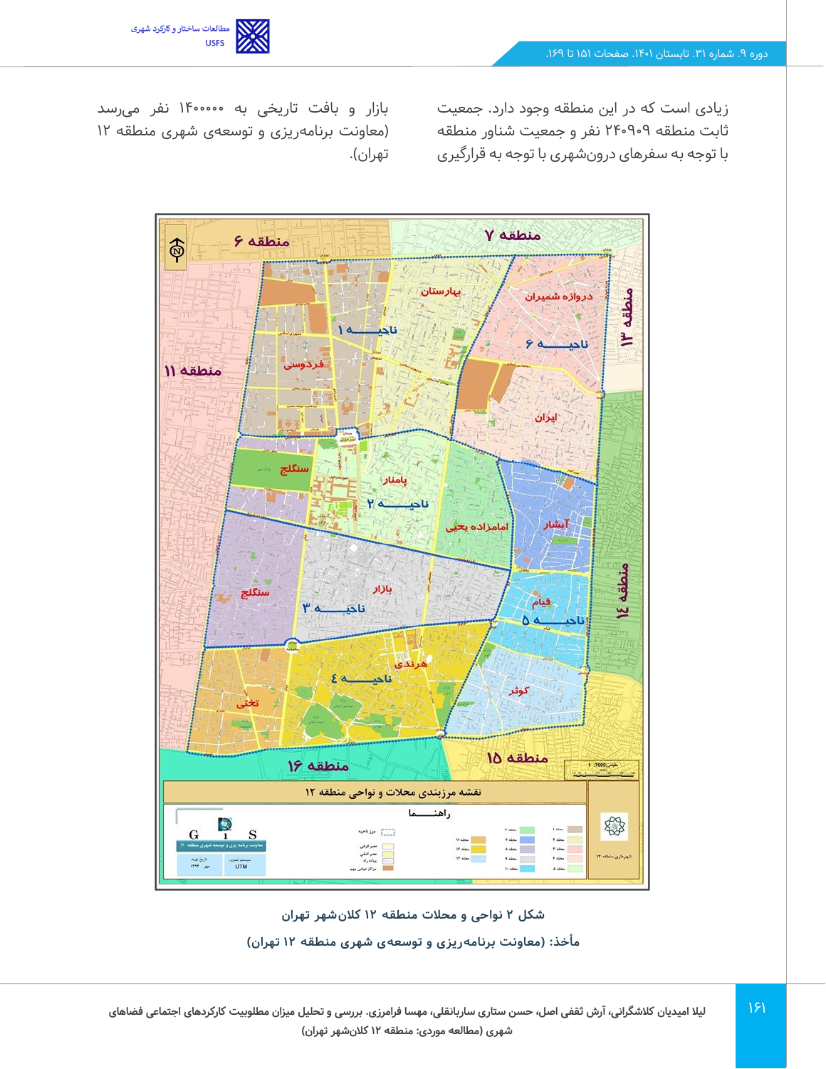زیادی است که در این منطقه وجود دارد. جمعیت ثابت منطقه ۲۴۰۹۰۹ نفر و جمعیت شناور منطقه با توجه به سفرهای درون‌شهری با توجه به قرارگیری بازار و بافت تاریخی به ۱۴۰۰۰۰۰ نفر می‌رسد (معاونت برنامه‌ریزی و توسعه‌ی شهری منطقه ۱۲ تهران).

شکل ۲ نواحی و محلات منطقه ۱۲ کلان‌شهر تهران

مأخذ: (معاونت برنامه‌ریزی و توسعه‌ی شهری منطقه ۱۲ تهران)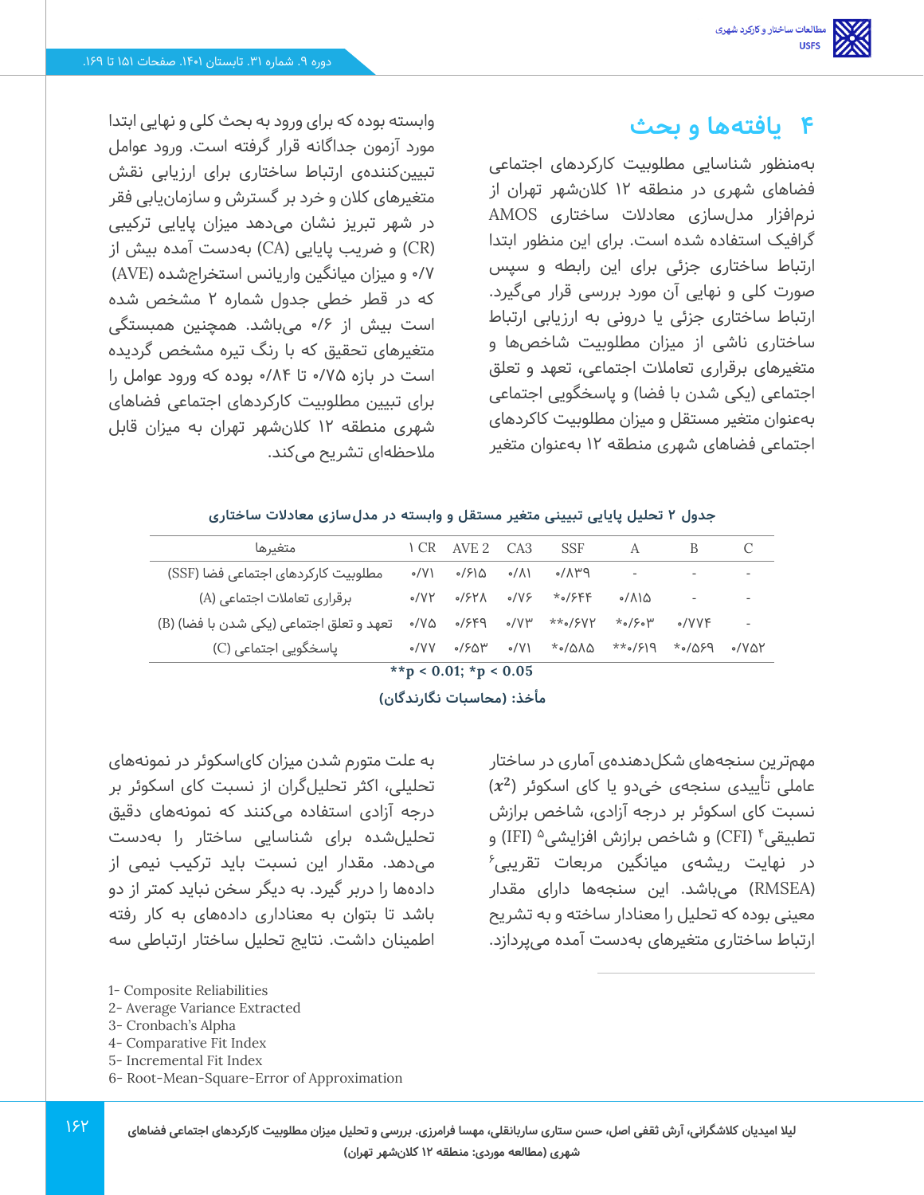## ۴ یافته‌ها و بحث

به‌منظور شناسایی مطلوبیت کارکردهای اجتماعی فضاهای شهری در منطقه ۱۲ کلان‌شهر تهران از نرم‌افزار مدل‌سازی معادلات ساختاری AMOS گرافیک استفاده شده است. برای این منظور ابتدا ارتباط ساختاری جزئی برای این رابطه و سپس صورت کلی و نهایی آن مورد بررسی قرار می‌گیرد. ارتباط ساختاری جزئی یا درونی به ارزیابی ارتباط ساختاری ناشی از میزان مطلوبیت شاخص‌ها و متغیرهای برقراری تعاملات اجتماعی، تعهد و تعلق اجتماعی (یکی شدن با فضا) و پاسخگویی اجتماعی به‌عنوان متغیر مستقل و میزان مطلوبیت کارکردهای اجتماعی فضاهای شهری منطقه ۱۲ به‌عنوان متغیر وابسته بوده که برای ورود به بحث کلی و نهایی ابتدا مورد آزمون جداگانه قرار گرفته است. ورود عوامل تبیین‌کننده‌ی ارتباط ساختاری برای ارزیابی نقش متغیرهای کلان و خرد بر گسترش و سازمان‌یابی فقر در شهر تبریز نشان می‌دهد میزان پایایی ترکیبی (CR) و ضریب پایایی (CA) به‌دست آمده بیش از ۰/۷ و میزان میانگین واریانس استخراج‌شده (AVE) که در قطر خطی جدول شماره ۲ مشخص شده است بیش از ۰/۶ می‌باشد. همچنین همبستگی متغیرهای تحقیق که با رنگ تیره مشخص گردیده است در بازه ۰/۷۵ تا ۰/۸۴ بوده که ورود عوامل را برای تبیین مطلوبیت کارکردهای اجتماعی فضاهای شهری منطقه ۱۲ کلان‌شهر تهران به میزان قابل ملاحظه‌ای تشریح می‌کند.

**جدول ۲ تحلیل پایایی تبیینی متغیر مستقل و وابسته در مدل‌سازی معادلات ساختاری**

| متغیرها | CR[1] | AVE[2] | CA[3] | SSF | A | B | C |
|---|---|---|---|---|---|---|---|
| مطلوبیت کارکردهای اجتماعی فضا (SSF) | ۰/۷۱ | ۰/۶۱۵ | ۰/۸۱ | ۰/۸۳۹ | - | - | - |
| برقراری تعاملات اجتماعی (A) | ۰/۷۲ | ۰/۶۲۸ | ۰/۷۶ | *۰/۶۴۴ | ۰/۸۱۵ | - | - |
| تعهد و تعلق اجتماعی (یکی شدن با فضا) (B) | ۰/۷۵ | ۰/۶۴۹ | ۰/۷۳ | **۰/۶۷۲ | *۰/۶۰۳ | ۰/۷۷۴ | - |
| پاسخگویی اجتماعی (C) | ۰/۷۷ | ۰/۶۵۳ | ۰/۷۱ | *۰/۵۸۵ | **۰/۶۱۹ | *۰/۵۶۹ | ۰/۷۵۲ |

**$^{**}p < 0.01$; $^{*}p < 0.05$**

**مأخذ: (محاسبات نگارندگان)**

مهم‌ترین سنجه‌های شکل‌دهنده‌ی آماری در ساختار عاملی تأییدی سنجه‌ی خی‌دو یا کای اسکوئر ($x^2$) نسبت کای اسکوئر بر درجه آزادی، شاخص برازش تطبیقی[4] (CFI) و شاخص برازش افزایشی[5] (IFI) و در نهایت ریشه‌ی میانگین مربعات تقریبی[6] (RMSEA) می‌باشد. این سنجه‌ها دارای مقدار معینی بوده که تحلیل را معنادار ساخته و به تشریح ارتباط ساختاری متغیرهای به‌دست آمده می‌پردازد. به علت متورم شدن میزان کای‌اسکوئر در نمونه‌های تحلیلی، اکثر تحلیل‌گران از نسبت کای اسکوئر بر درجه آزادی استفاده می‌کنند که نمونه‌های دقیق تحلیل‌شده برای شناسایی ساختار را به‌دست می‌دهد. مقدار این نسبت باید ترکیب نیمی از داده‌ها را دربر گیرد. به دیگر سخن نباید کمتر از دو باشد تا بتوان به معناداری داده‌های به کار رفته اطمینان داشت. نتایج تحلیل ساختار ارتباطی سه

1- Composite Reliabilities
2- Average Variance Extracted
3- Cronbach's Alpha
4- Comparative Fit Index
5- Incremental Fit Index
6- Root-Mean-Square-Error of Approximation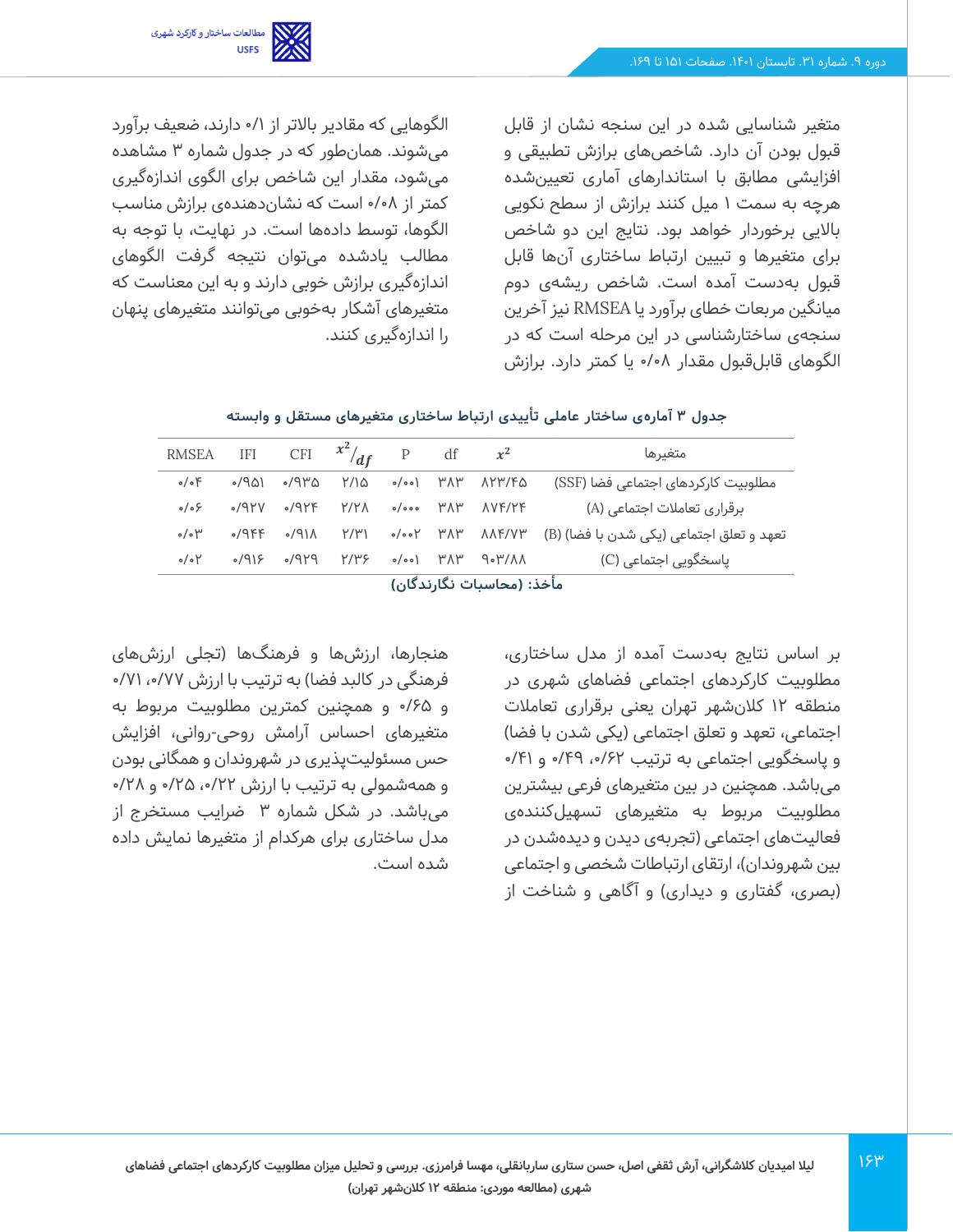متغیر شناسایی شده در این سنجه نشان از قابل قبول بودن آن دارد. شاخص‌های برازش تطبیقی و افزایشی مطابق با استانداردهای آماری تعیین‌شده هرچه به سمت ۱ میل کنند برازش از سطح نکویی بالایی برخوردار خواهد بود. نتایج این دو شاخص برای متغیرها و تبیین ارتباط ساختاری آن‌ها قابل قبول به‌دست آمده است. شاخص ریشه‌ی دوم میانگین مربعات خطای برآورد یا RMSEA نیز آخرین سنجه‌ی ساختارشناسی در این مرحله است که در الگوهای قابل‌قبول مقدار ۰/۰۸ یا کمتر دارد. برازش الگوهایی که مقادیر بالاتر از ۰/۱ دارند، ضعیف برآورد می‌شوند. همان‌طور که در جدول شماره ۳ مشاهده می‌شود، مقدار این شاخص برای الگوی اندازه‌گیری کمتر از ۰/۰۸ است که نشان‌دهنده‌ی برازش مناسب الگوها، توسط داده‌ها است. در نهایت، با توجه به مطالب یادشده می‌توان نتیجه گرفت الگوهای اندازه‌گیری برازش خوبی دارند و به این معناست که متغیرهای آشکار به‌خوبی می‌توانند متغیرهای پنهان را اندازه‌گیری کنند.

**جدول ۳ آماره‌ی ساختار عاملی تأییدی ارتباط ساختاری متغیرهای مستقل و وابسته**

| متغیرها | $x^2$ | df | P | $x^2/df$ | CFI | IFI | RMSEA |
|---|---|---|---|---|---|---|---|
| مطلوبیت کارکردهای اجتماعی فضا (SSF) | ۸۲۳/۴۵ | ۳۸۳ | ۰/۰۰۱ | ۲/۱۵ | ۰/۹۳۵ | ۰/۹۵۱ | ۰/۰۴ |
| برقراری تعاملات اجتماعی (A) | ۸۷۴/۲۴ | ۳۸۳ | ۰/۰۰۰ | ۲/۲۸ | ۰/۹۲۴ | ۰/۹۲۷ | ۰/۰۶ |
| تعهد و تعلق اجتماعی (یکی شدن با فضا) (B) | ۸۸۴/۷۳ | ۳۸۳ | ۰/۰۰۲ | ۲/۳۱ | ۰/۹۱۸ | ۰/۹۴۴ | ۰/۰۳ |
| پاسخگویی اجتماعی (C) | ۹۰۳/۸۸ | ۳۸۳ | ۰/۰۰۱ | ۲/۳۶ | ۰/۹۲۹ | ۰/۹۱۶ | ۰/۰۲ |

**مأخذ: (محاسبات نگارندگان)**

بر اساس نتایج به‌دست آمده از مدل ساختاری، مطلوبیت کارکردهای اجتماعی فضاهای شهری در منطقه ۱۲ کلان‌شهر تهران یعنی برقراری تعاملات اجتماعی، تعهد و تعلق اجتماعی (یکی شدن با فضا) و پاسخگویی اجتماعی به ترتیب ۰/۶۲، ۰/۴۹ و ۰/۴۱ می‌باشد. همچنین در بین متغیرهای فرعی بیشترین مطلوبیت مربوط به متغیرهای تسهیل‌کننده‌ی فعالیت‌های اجتماعی (تجربه‌ی دیدن و دیده‌شدن در بین شهروندان)، ارتقای ارتباطات شخصی و اجتماعی (بصری، گفتاری و دیداری) و آگاهی و شناخت از هنجارها، ارزش‌ها و فرهنگ‌ها (تجلی ارزش‌های فرهنگی در کالبد فضا) به ترتیب با ارزش ۰/۷۷، ۰/۷۱ و ۰/۶۵ و همچنین کمترین مطلوبیت مربوط به متغیرهای احساس آرامش روحی-روانی، افزایش حس مسئولیت‌پذیری در شهروندان و همگانی بودن و همه‌شمولی به ترتیب با ارزش ۰/۲۲، ۰/۲۵ و ۰/۲۸ می‌باشد. در شکل شماره ۳ ضرایب مستخرج از مدل ساختاری برای هرکدام از متغیرها نمایش داده شده است.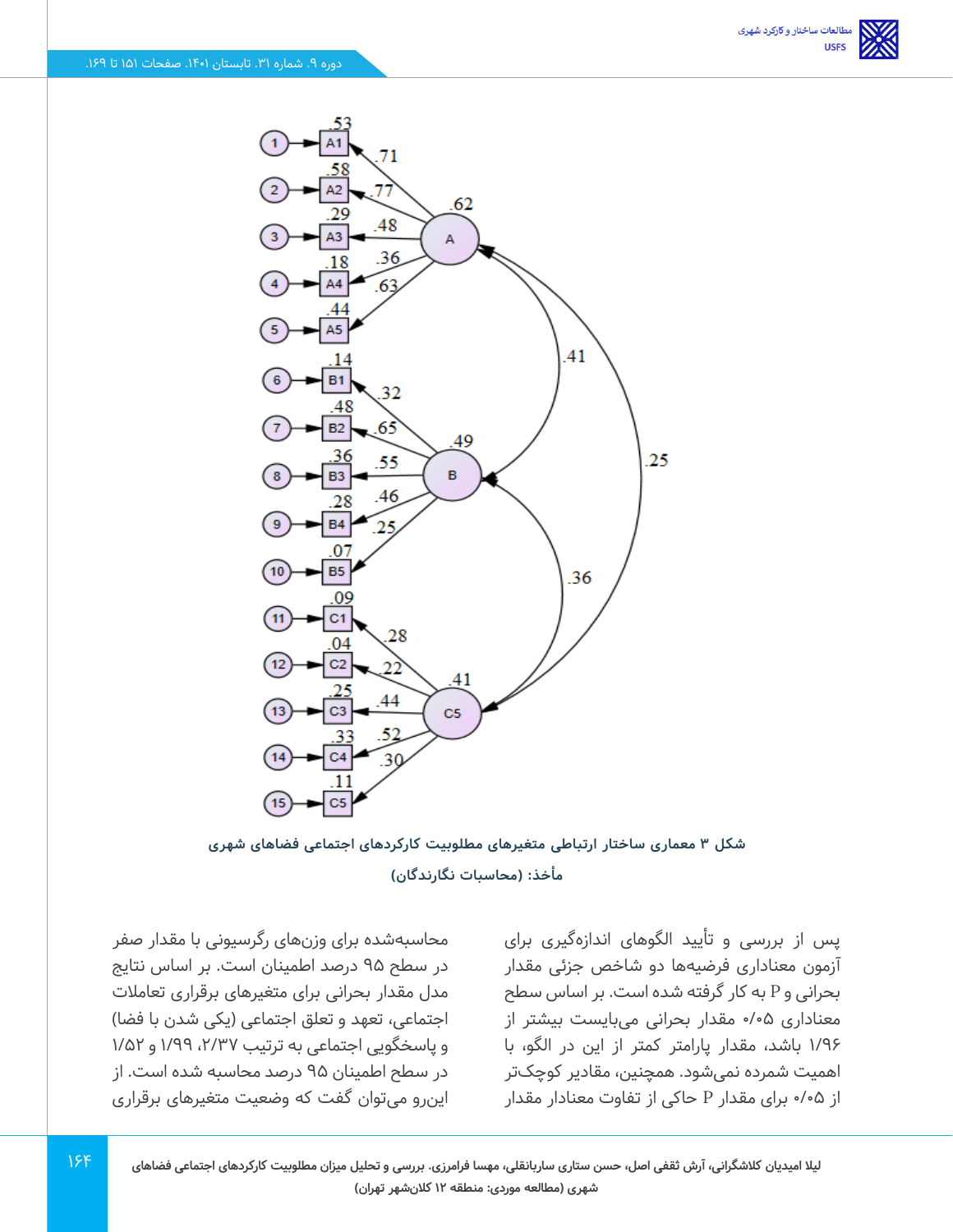شکل ۳ معماری ساختار ارتباطی متغیرهای مطلوبیت کارکردهای اجتماعی فضاهای شهری

مأخذ: (محاسبات نگارندگان)

پس از بررسی و تأیید الگوهای اندازه‌گیری برای آزمون معناداری فرضیه‌ها دو شاخص جزئی مقدار بحرانی و P به کار گرفته شده است. بر اساس سطح معناداری ۰/۰۵ مقدار بحرانی می‌بایست بیشتر از ۱/۹۶ باشد، مقدار پارامتر کمتر از این در الگو، با اهمیت شمرده نمی‌شود. همچنین، مقادیر کوچک‌تر از ۰/۰۵ برای مقدار P حاکی از تفاوت معنادار مقدار محاسبه‌شده برای وزن‌های رگرسیونی با مقدار صفر در سطح ۹۵ درصد اطمینان است. بر اساس نتایج مدل مقدار بحرانی برای متغیرهای برقراری تعاملات اجتماعی، تعهد و تعلق اجتماعی (یکی شدن با فضا) و پاسخگویی اجتماعی به ترتیب ۲/۳۷، ۱/۹۹ و ۱/۵۲ در سطح اطمینان ۹۵ درصد محاسبه شده است. از این‌رو می‌توان گفت که وضعیت متغیرهای برقراری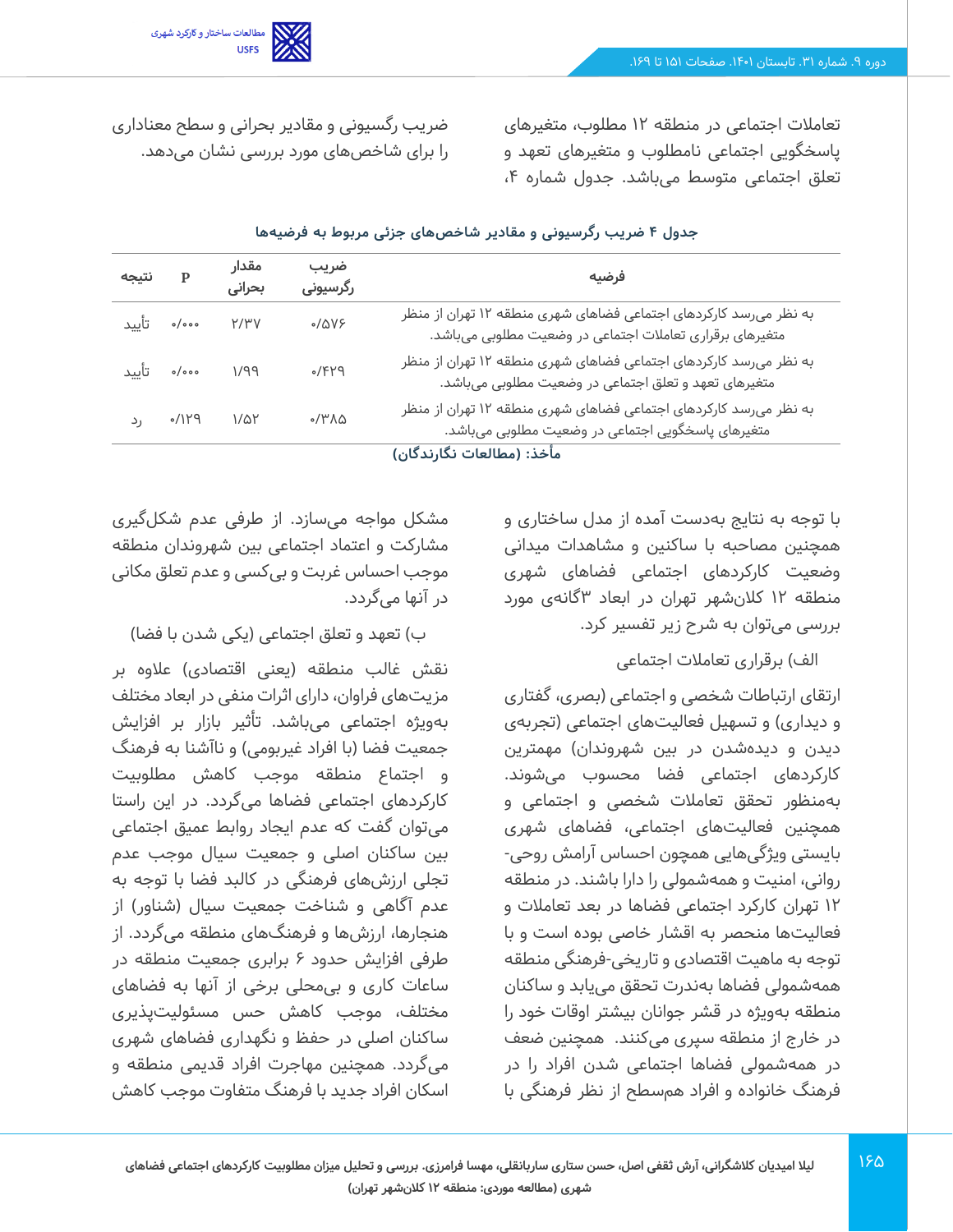تعاملات اجتماعی در منطقه ۱۲ مطلوب، متغیرهای پاسخگویی اجتماعی نامطلوب و متغیرهای تعهد و تعلق اجتماعی متوسط می‌باشد. جدول شماره ۴، ضریب رگسیونی و مقادیر بحرانی و سطح معناداری را برای شاخص‌های مورد بررسی نشان می‌دهد.

**جدول ۴ ضریب رگرسیونی و مقادیر شاخص‌های جزئی مربوط به فرضیه‌ها**

| فرضیه | ضریب رگرسیونی | مقدار بحرانی | P | نتیجه |
|---|---|---|---|---|
| به نظر می‌رسد کارکردهای اجتماعی فضاهای شهری منطقه ۱۲ تهران از منظر متغیرهای برقراری تعاملات اجتماعی در وضعیت مطلوبی می‌باشد. | ۰/۵۷۶ | ۲/۳۷ | ۰/۰۰۰ | تأیید |
| به نظر می‌رسد کارکردهای اجتماعی فضاهای شهری منطقه ۱۲ تهران از منظر متغیرهای تعهد و تعلق اجتماعی در وضعیت مطلوبی می‌باشد. | ۰/۴۲۹ | ۱/۹۹ | ۰/۰۰۰ | تأیید |
| به نظر می‌رسد کارکردهای اجتماعی فضاهای شهری منطقه ۱۲ تهران از منظر متغیرهای پاسخگویی اجتماعی در وضعیت مطلوبی می‌باشد. | ۰/۳۸۵ | ۱/۵۲ | ۰/۱۲۹ | رد |

**مأخذ: (مطالعات نگارندگان)**

با توجه به نتایج به‌دست آمده از مدل ساختاری و همچنین مصاحبه با ساکنین و مشاهدات میدانی وضعیت کارکردهای اجتماعی فضاهای شهری منطقه ۱۲ کلان‌شهر تهران در ابعاد ۳گانه‌ی مورد بررسی می‌توان به شرح زیر تفسیر کرد.

الف) برقراری تعاملات اجتماعی

ارتقای ارتباطات شخصی و اجتماعی (بصری، گفتاری و دیداری) و تسهیل فعالیت‌های اجتماعی (تجربه‌ی دیدن و دیده‌شدن در بین شهروندان) مهمترین کارکردهای اجتماعی فضا محسوب می‌شوند. به‌منظور تحقق تعاملات شخصی و اجتماعی و همچنین فعالیت‌های اجتماعی، فضاهای شهری بایستی ویژگی‌هایی همچون احساس آرامش روحی-روانی، امنیت و همه‌شمولی را دارا باشند. در منطقه ۱۲ تهران کارکرد اجتماعی فضاها در بعد تعاملات و فعالیت‌ها منحصر به اقشار خاصی بوده است و با توجه به ماهیت اقتصادی و تاریخی-فرهنگی منطقه همه‌شمولی فضاها به‌ندرت تحقق می‌یابد و ساکنان منطقه به‌ویژه در قشر جوانان بیشتر اوقات خود را در خارج از منطقه سپری می‌کنند. همچنین ضعف در همه‌شمولی فضاها اجتماعی شدن افراد را در فرهنگ خانواده و افراد هم‌سطح از نظر فرهنگی با مشکل مواجه می‌سازد. از طرفی عدم شکل‌گیری مشارکت و اعتماد اجتماعی بین شهروندان منطقه موجب احساس غربت و بی‌کسی و عدم تعلق مکانی در آنها می‌گردد.

ب) تعهد و تعلق اجتماعی (یکی شدن با فضا)

نقش غالب منطقه (یعنی اقتصادی) علاوه بر مزیت‌های فراوان، دارای اثرات منفی در ابعاد مختلف به‌ویژه اجتماعی می‌باشد. تأثیر بازار بر افزایش جمعیت فضا (با افراد غیربومی) و ناآشنا به فرهنگ و اجتماع منطقه موجب کاهش مطلوبیت کارکردهای اجتماعی فضاها می‌گردد. در این راستا می‌توان گفت که عدم ایجاد روابط عمیق اجتماعی بین ساکنان اصلی و جمعیت سیال موجب عدم تجلی ارزش‌های فرهنگی در کالبد فضا با توجه به عدم آگاهی و شناخت جمعیت سیال (شناور) از هنجارها، ارزش‌ها و فرهنگ‌های منطقه می‌گردد. از طرفی افزایش حدود ۶ برابری جمعیت منطقه در ساعات کاری و بی‌محلی برخی از آنها به فضاهای مختلف، موجب کاهش حس مسئولیت‌پذیری ساکنان اصلی در حفظ و نگهداری فضاهای شهری می‌گردد. همچنین مهاجرت افراد قدیمی منطقه و اسکان افراد جدید با فرهنگ متفاوت موجب کاهش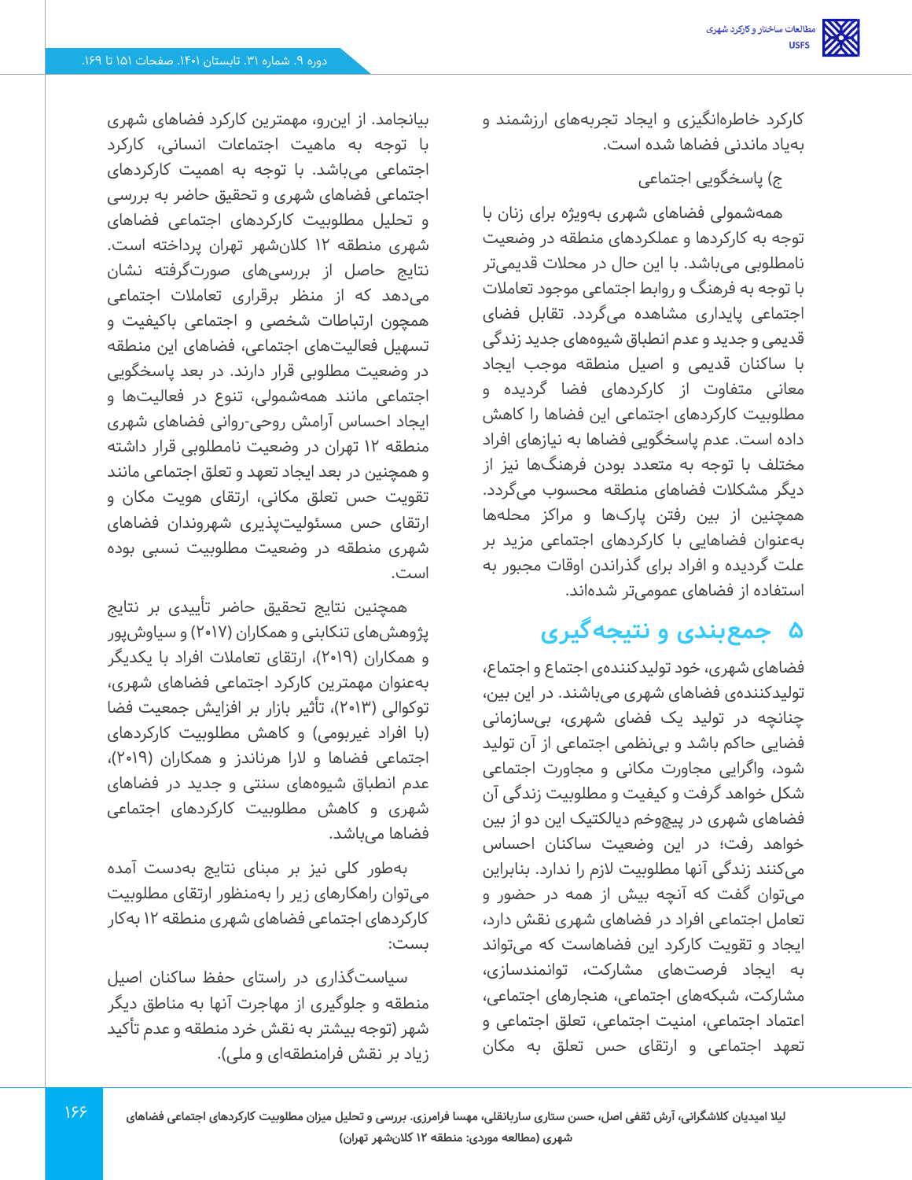کارکرد خاطره‌انگیزی و ایجاد تجربه‌های ارزشمند و به‌یاد ماندنی فضاها شده است.

ج) پاسخگویی اجتماعی

همه‌شمولی فضاهای شهری به‌ویژه برای زنان با توجه به کارکردها و عملکردهای منطقه در وضعیت نامطلوبی می‌باشد. با این حال در محلات قدیمی‌تر با توجه به فرهنگ و روابط اجتماعی موجود تعاملات اجتماعی پایداری مشاهده می‌گردد. تقابل فضای قدیمی و جدید و عدم انطباق شیوه‌های جدید زندگی با ساکنان قدیمی و اصیل منطقه موجب ایجاد معانی متفاوت از کارکردهای فضا گردیده و مطلوبیت کارکردهای اجتماعی این فضاها را کاهش داده است. عدم پاسخگویی فضاها به نیازهای افراد مختلف با توجه به متعدد بودن فرهنگ‌ها نیز از دیگر مشکلات فضاهای منطقه محسوب می‌گردد. همچنین از بین رفتن پارک‌ها و مراکز محله‌ها به‌عنوان فضاهایی با کارکردهای اجتماعی مزید بر علت گردیده و افراد برای گذراندن اوقات مجبور به استفاده از فضاهای عمومی‌تر شده‌اند.

## ۵ جمع‌بندی و نتیجه‌گیری

فضاهای شهری، خود تولیدکننده‌ی اجتماع و اجتماع، تولیدکننده‌ی فضاهای شهری می‌باشند. در این بین، چنانچه در تولید یک فضای شهری، بی‌سازمانی فضایی حاکم باشد و بی‌نظمی اجتماعی از آن تولید شود، واگرایی مجاورت مکانی و مجاورت اجتماعی شکل خواهد گرفت و کیفیت و مطلوبیت زندگی آن فضاهای شهری در پیچوخم دیالکتیک این دو از بین خواهد رفت؛ در این وضعیت ساکنان احساس می‌کنند زندگی آنها مطلوبیت لازم را ندارد. بنابراین می‌توان گفت که آنچه بیش از همه در حضور و تعامل اجتماعی افراد در فضاهای شهری نقش دارد، ایجاد و تقویت کارکرد این فضاهاست که می‌تواند به ایجاد فرصت‌های مشارکت، توانمندسازی، مشارکت، شبکه‌های اجتماعی، هنجارهای اجتماعی، اعتماد اجتماعی، امنیت اجتماعی، تعلق اجتماعی و تعهد اجتماعی و ارتقای حس تعلق به مکان بیانجامد. از این‌رو، مهمترین کارکرد فضاهای شهری با توجه به ماهیت اجتماعات انسانی، کارکرد اجتماعی می‌باشد. با توجه به اهمیت کارکردهای اجتماعی فضاهای شهری و تحقیق حاضر به بررسی و تحلیل مطلوبیت کارکردهای اجتماعی فضاهای شهری منطقه ۱۲ کلان‌شهر تهران پرداخته است. نتایج حاصل از بررسی‌های صورت‌گرفته نشان می‌دهد که از منظر برقراری تعاملات اجتماعی همچون ارتباطات شخصی و اجتماعی باکیفیت و تسهیل فعالیت‌های اجتماعی، فضاهای این منطقه در وضعیت مطلوبی قرار دارند. در بعد پاسخگویی اجتماعی مانند همه‌شمولی، تنوع در فعالیت‌ها و ایجاد احساس آرامش روحی-روانی فضاهای شهری منطقه ۱۲ تهران در وضعیت نامطلوبی قرار داشته و همچنین در بعد ایجاد تعهد و تعلق اجتماعی مانند تقویت حس تعلق مکانی، ارتقای هویت مکان و ارتقای حس مسئولیت‌پذیری شهروندان فضاهای شهری منطقه در وضعیت مطلوبیت نسبی بوده است.

همچنین نتایج تحقیق حاضر تأییدی بر نتایج پژوهش‌های تنکابنی و همکاران (۲۰۱۷) و سیاوش‌پور و همکاران (۲۰۱۹)، ارتقای تعاملات افراد با یکدیگر به‌عنوان مهمترین کارکرد اجتماعی فضاهای شهری، توکوالی (۲۰۱۳)، تأثیر بازار بر افزایش جمعیت فضا (با افراد غیربومی) و کاهش مطلوبیت کارکردهای اجتماعی فضاها و لارا هرناندز و همکاران (۲۰۱۹)، عدم انطباق شیوه‌های سنتی و جدید در فضاهای شهری و کاهش مطلوبیت کارکردهای اجتماعی فضاها می‌باشد.

به‌طور کلی نیز بر مبنای نتایج به‌دست آمده می‌توان راهکارهای زیر را به‌منظور ارتقای مطلوبیت کارکردهای اجتماعی فضاهای شهری منطقه ۱۲ به‌کار بست:

سیاست‌گذاری در راستای حفظ ساکنان اصیل منطقه و جلوگیری از مهاجرت آنها به مناطق دیگر شهر (توجه بیشتر به نقش خرد منطقه و عدم تأکید زیاد بر نقش فرامنطقه‌ای و ملی).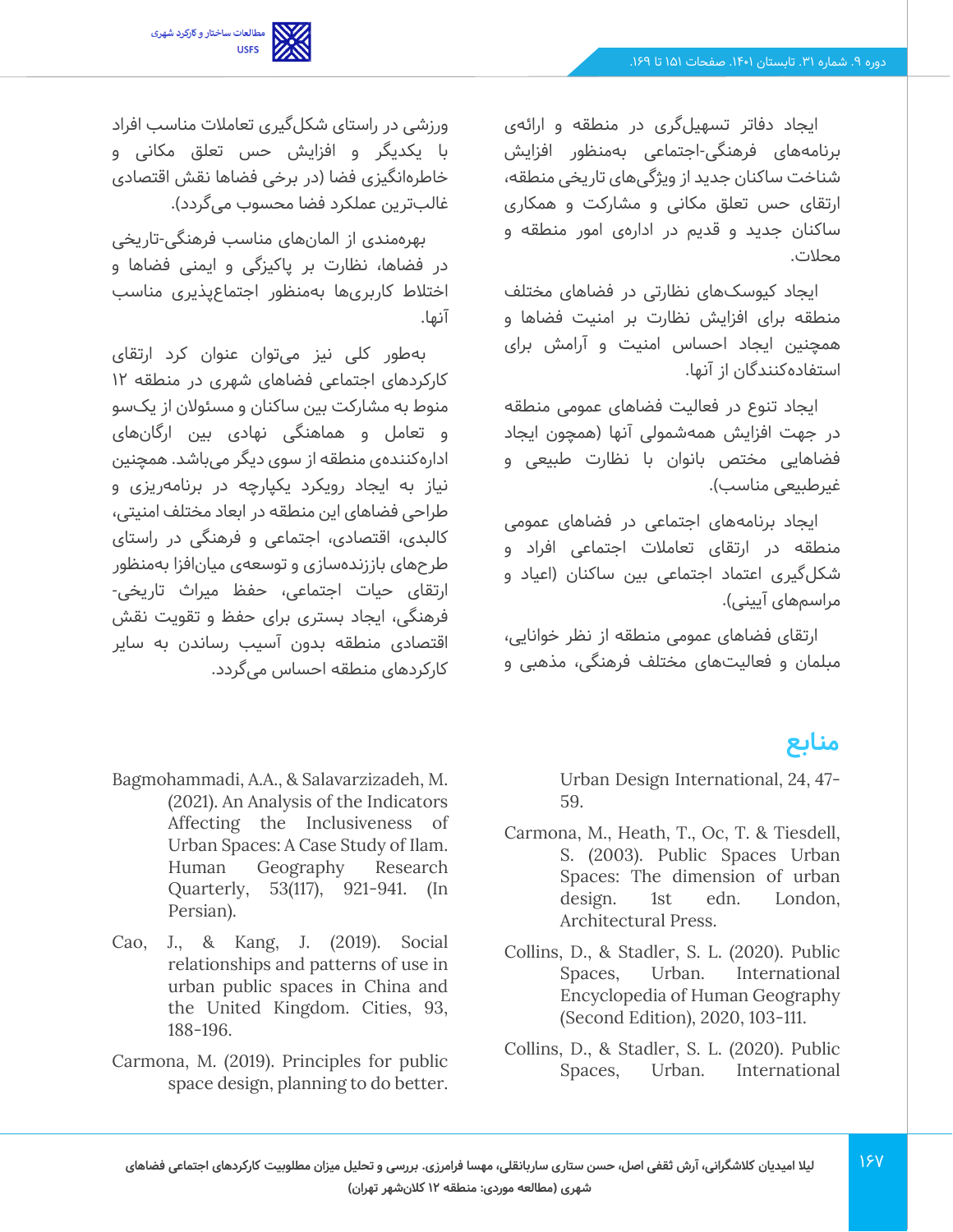ایجاد دفاتر تسهیل‌گری در منطقه و ارائه‌ی برنامه‌های فرهنگی-اجتماعی به‌منظور افزایش شناخت ساکنان جدید از ویژگی‌های تاریخی منطقه، ارتقای حس تعلق مکانی و مشارکت و همکاری ساکنان جدید و قدیم در اداره‌ی امور منطقه و محلات.

ایجاد کیوسک‌های نظارتی در فضاهای مختلف منطقه برای افزایش نظارت بر امنیت فضاها و همچنین ایجاد احساس امنیت و آرامش برای استفاده‌کنندگان از آنها.

ایجاد تنوع در فعالیت فضاهای عمومی منطقه در جهت افزایش همه‌شمولی آنها (همچون ایجاد فضاهایی مختص بانوان با نظارت طبیعی و غیرطبیعی مناسب).

ایجاد برنامه‌های اجتماعی در فضاهای عمومی منطقه در ارتقای تعاملات اجتماعی افراد و شکل‌گیری اعتماد اجتماعی بین ساکنان (اعیاد و مراسم‌های آیینی).

ارتقای فضاهای عمومی منطقه از نظر خوانایی، مبلمان و فعالیت‌های مختلف فرهنگی، مذهبی و ورزشی در راستای شکل‌گیری تعاملات مناسب افراد با یکدیگر و افزایش حس تعلق مکانی و خاطره‌انگیزی فضا (در برخی فضاها نقش اقتصادی غالب‌ترین عملکرد فضا محسوب می‌گردد).

بهره‌مندی از المان‌های مناسب فرهنگی-تاریخی در فضاها، نظارت بر پاکیزگی و ایمنی فضاها و اختلاط کاربری‌ها به‌منظور اجتماع‌پذیری مناسب آنها.

به‌طور کلی نیز می‌توان عنوان کرد ارتقای کارکردهای اجتماعی فضاهای شهری در منطقه ۱۲ منوط به مشارکت بین ساکنان و مسئولان از یک‌سو و تعامل و هماهنگی نهادی بین ارگان‌های اداره‌کننده‌ی منطقه از سوی دیگر می‌باشد. همچنین نیاز به ایجاد رویکرد یکپارچه در برنامه‌ریزی و طراحی فضاهای این منطقه در ابعاد مختلف امنیتی، کالبدی، اقتصادی، اجتماعی و فرهنگی در راستای طرح‌های باززنده‌سازی و توسعه‌ی میان‌افزا به‌منظور ارتقای حیات اجتماعی، حفظ میراث تاریخی-فرهنگی، ایجاد بستری برای حفظ و تقویت نقش اقتصادی منطقه بدون آسیب رساندن به سایر کارکردهای منطقه احساس می‌گردد.

## منابع

Urban Design International, 24, 47-59.

Carmona, M., Heath, T., Oc, T. & Tiesdell, S. (2003). Public Spaces Urban Spaces: The dimension of urban design. 1st edn. London, Architectural Press.

Collins, D., & Stadler, S. L. (2020). Public Spaces, Urban. International Encyclopedia of Human Geography (Second Edition), 2020, 103-111.

Collins, D., & Stadler, S. L. (2020). Public Spaces, Urban. International

Bagmohammadi, A.A., & Salavarzizadeh, M. (2021). An Analysis of the Indicators Affecting the Inclusiveness of Urban Spaces: A Case Study of Ilam. Human Geography Research Quarterly, 53(117), 921-941. (In Persian).

Cao, J., & Kang, J. (2019). Social relationships and patterns of use in urban public spaces in China and the United Kingdom. Cities, 93, 188-196.

Carmona, M. (2019). Principles for public space design, planning to do better.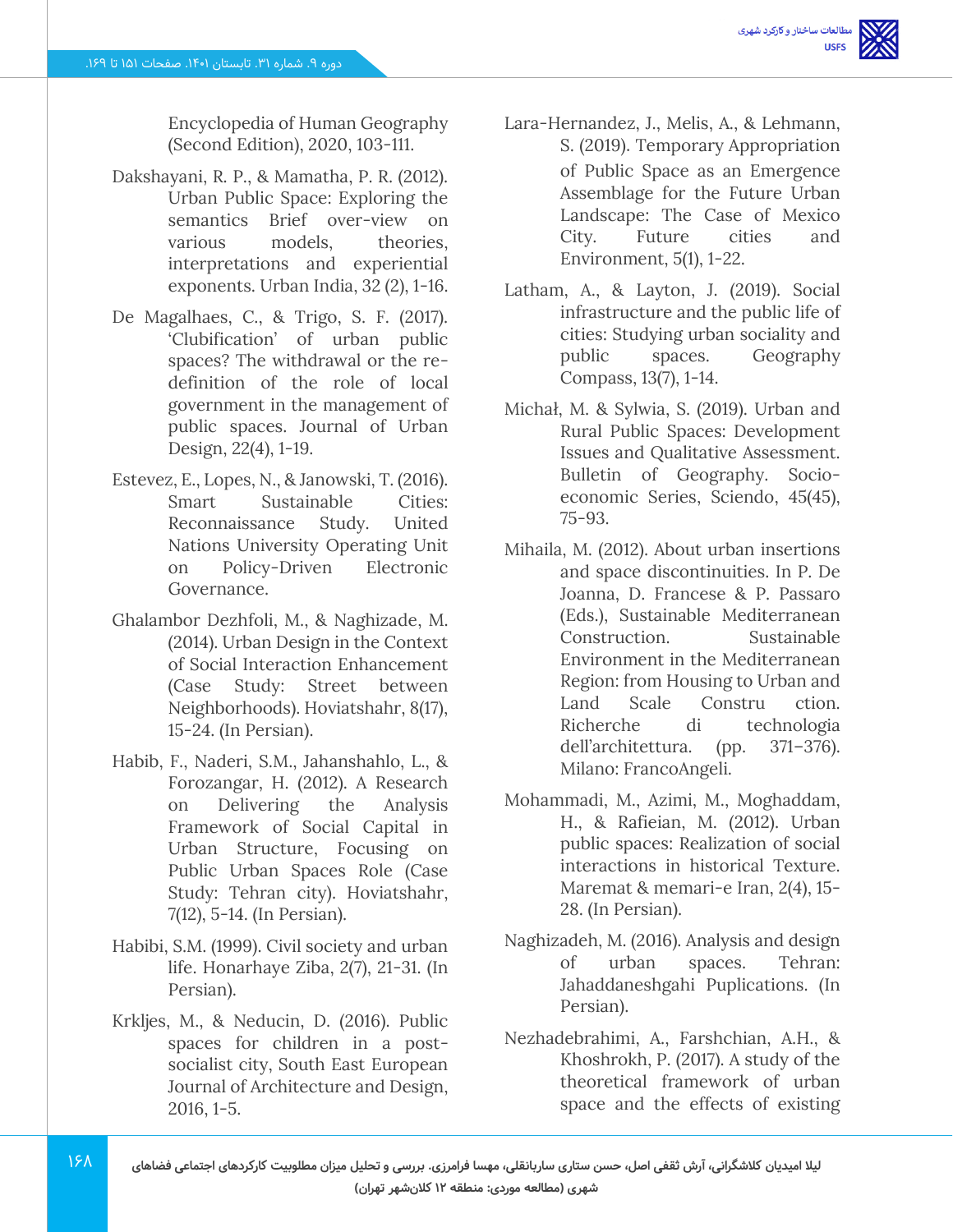Encyclopedia of Human Geography (Second Edition), 2020, 103-111.

Dakshayani, R. P., & Mamatha, P. R. (2012). Urban Public Space: Exploring the semantics Brief over-view on various models, theories, interpretations and experiential exponents. Urban India, 32 (2), 1-16.

De Magalhaes, C., & Trigo, S. F. (2017). 'Clubification' of urban public spaces? The withdrawal or the re-definition of the role of local government in the management of public spaces. Journal of Urban Design, 22(4), 1-19.

Estevez, E., Lopes, N., & Janowski, T. (2016). Smart Sustainable Cities: Reconnaissance Study. United Nations University Operating Unit on Policy-Driven Electronic Governance.

Ghalambor Dezhfoli, M., & Naghizade, M. (2014). Urban Design in the Context of Social Interaction Enhancement (Case Study: Street between Neighborhoods). Hoviatshahr, 8(17), 15-24. (In Persian).

Habib, F., Naderi, S.M., Jahanshahlo, L., & Forozangar, H. (2012). A Research on Delivering the Analysis Framework of Social Capital in Urban Structure, Focusing on Public Urban Spaces Role (Case Study: Tehran city). Hoviatshahr, 7(12), 5-14. (In Persian).

Habibi, S.M. (1999). Civil society and urban life. Honarhaye Ziba, 2(7), 21-31. (In Persian).

Krkljes, M., & Neducin, D. (2016). Public spaces for children in a post-socialist city, South East European Journal of Architecture and Design, 2016, 1-5.

Lara-Hernandez, J., Melis, A., & Lehmann, S. (2019). Temporary Appropriation of Public Space as an Emergence Assemblage for the Future Urban Landscape: The Case of Mexico City. Future cities and Environment, 5(1), 1-22.

Latham, A., & Layton, J. (2019). Social infrastructure and the public life of cities: Studying urban sociality and public spaces. Geography Compass, 13(7), 1-14.

Michał, M. & Sylwia, S. (2019). Urban and Rural Public Spaces: Development Issues and Qualitative Assessment. Bulletin of Geography. Socio-economic Series, Sciendo, 45(45), 75-93.

Mihaila, M. (2012). About urban insertions and space discontinuities. In P. De Joanna, D. Francese & P. Passaro (Eds.), Sustainable Mediterranean Construction. Sustainable Environment in the Mediterranean Region: from Housing to Urban and Land Scale Constru ction. Richerche di technologia dell'architettura. (pp. 371–376). Milano: FrancoAngeli.

Mohammadi, M., Azimi, M., Moghaddam, H., & Rafieian, M. (2012). Urban public spaces: Realization of social interactions in historical Texture. Maremat & memari-e Iran, 2(4), 15-28. (In Persian).

Naghizadeh, M. (2016). Analysis and design of urban spaces. Tehran: Jahaddaneshgahi Puplications. (In Persian).

Nezhadebrahimi, A., Farshchian, A.H., & Khoshrokh, P. (2017). A study of the theoretical framework of urban space and the effects of existing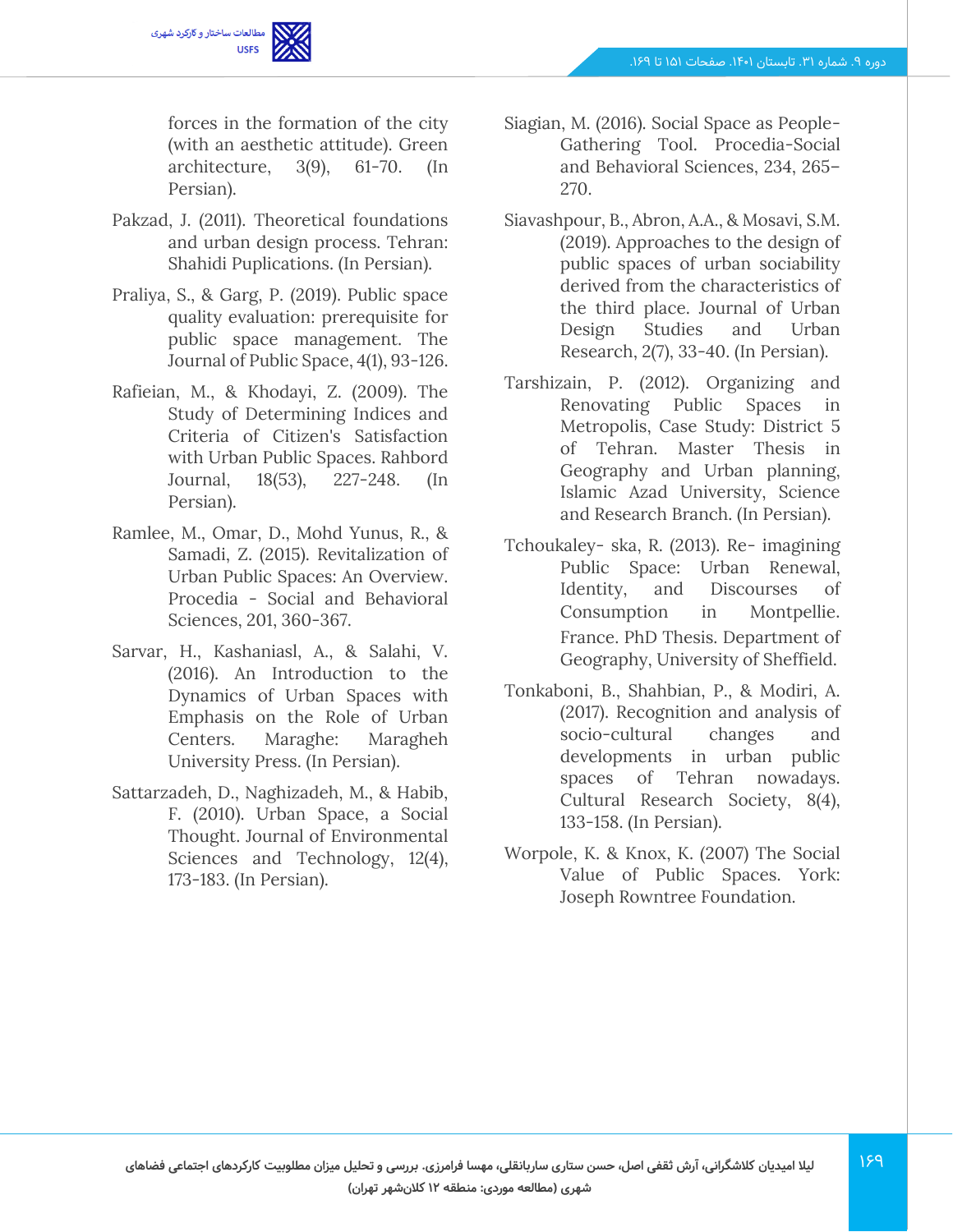forces in the formation of the city (with an aesthetic attitude). Green architecture, 3(9), 61-70. (In Persian).

Pakzad, J. (2011). Theoretical foundations and urban design process. Tehran: Shahidi Puplications. (In Persian).

Praliya, S., & Garg, P. (2019). Public space quality evaluation: prerequisite for public space management. The Journal of Public Space, 4(1), 93-126.

Rafieian, M., & Khodayi, Z. (2009). The Study of Determining Indices and Criteria of Citizen's Satisfaction with Urban Public Spaces. Rahbord Journal, 18(53), 227-248. (In Persian).

Ramlee, M., Omar, D., Mohd Yunus, R., & Samadi, Z. (2015). Revitalization of Urban Public Spaces: An Overview. Procedia - Social and Behavioral Sciences, 201, 360-367.

Sarvar, H., Kashaniasl, A., & Salahi, V. (2016). An Introduction to the Dynamics of Urban Spaces with Emphasis on the Role of Urban Centers. Maraghe: Maragheh University Press. (In Persian).

Sattarzadeh, D., Naghizadeh, M., & Habib, F. (2010). Urban Space, a Social Thought. Journal of Environmental Sciences and Technology, 12(4), 173-183. (In Persian).

Siagian, M. (2016). Social Space as People-Gathering Tool. Procedia-Social and Behavioral Sciences, 234, 265–270.

Siavashpour, B., Abron, A.A., & Mosavi, S.M. (2019). Approaches to the design of public spaces of urban sociability derived from the characteristics of the third place. Journal of Urban Design Studies and Urban Research, 2(7), 33-40. (In Persian).

Tarshizain, P. (2012). Organizing and Renovating Public Spaces in Metropolis, Case Study: District 5 of Tehran. Master Thesis in Geography and Urban planning, Islamic Azad University, Science and Research Branch. (In Persian).

Tchoukaley- ska, R. (2013). Re- imagining Public Space: Urban Renewal, Identity, and Discourses of Consumption in Montpellie. France. PhD Thesis. Department of Geography, University of Sheffield.

Tonkaboni, B., Shahbian, P., & Modiri, A. (2017). Recognition and analysis of socio-cultural changes and developments in urban public spaces of Tehran nowadays. Cultural Research Society, 8(4), 133-158. (In Persian).

Worpole, K. & Knox, K. (2007) The Social Value of Public Spaces. York: Joseph Rowntree Foundation.